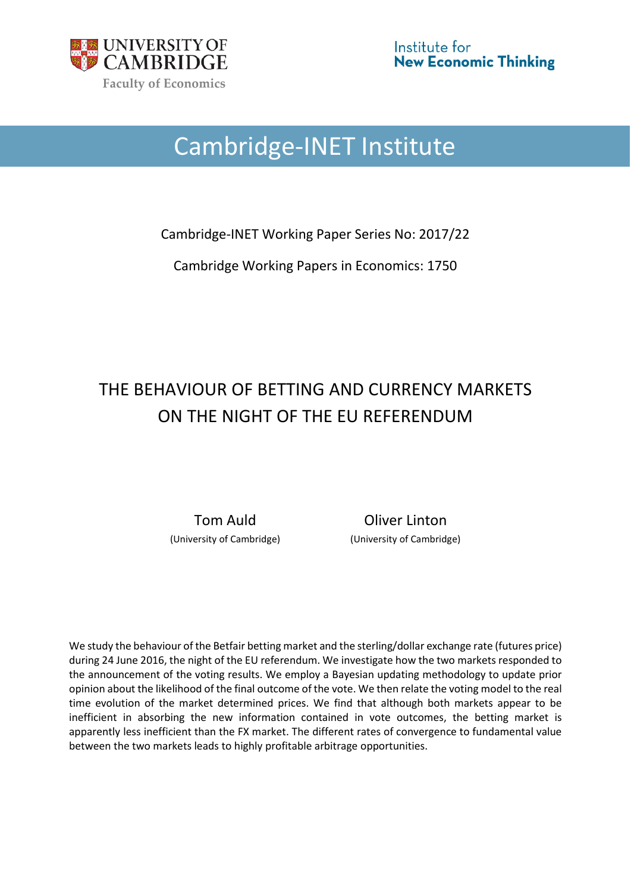UNIVERSITY OF CAMBRIDGE

Faculty of Economics

Institute for **New Economic Thinking**

# Cambridge-INET Institute

Cambridge-INET Working Paper Series No: 2017/22

Cambridge Working Papers in Economics: 1750

## THE BEHAVIOUR OF BETTING AND CURRENCY MARKETS ON THE NIGHT OF THE EU REFERENDUM

Tom Auld (University of Cambridge)

Oliver Linton (University of Cambridge)

We study the behaviour of the Betfair betting market and the sterling/dollar exchange rate (futures price) during 24 June 2016, the night of the EU referendum. We investigate how the two markets responded to the announcement of the voting results. We employ a Bayesian updating methodology to update prior opinion about the likelihood of the final outcome of the vote. We then relate the voting model to the real time evolution of the market determined prices. We find that although both markets appear to be inefficient in absorbing the new information contained in vote outcomes, the betting market is apparently less inefficient than the FX market. The different rates of convergence to fundamental value between the two markets leads to highly profitable arbitrage opportunities.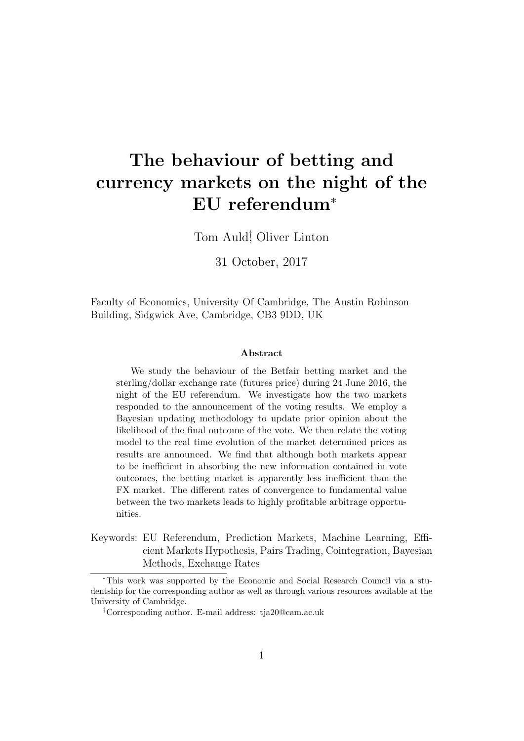# The behaviour of betting and currency markets on the night of the EU referendum[*]

Tom Auld[†], Oliver Linton

31 October, 2017

Faculty of Economics, University Of Cambridge, The Austin Robinson Building, Sidgwick Ave, Cambridge, CB3 9DD, UK

### Abstract

We study the behaviour of the Betfair betting market and the sterling/dollar exchange rate (futures price) during 24 June 2016, the night of the EU referendum. We investigate how the two markets responded to the announcement of the voting results. We employ a Bayesian updating methodology to update prior opinion about the likelihood of the final outcome of the vote. We then relate the voting model to the real time evolution of the market determined prices as results are announced. We find that although both markets appear to be inefficient in absorbing the new information contained in vote outcomes, the betting market is apparently less inefficient than the FX market. The different rates of convergence to fundamental value between the two markets leads to highly profitable arbitrage opportunities.

Keywords: EU Referendum, Prediction Markets, Machine Learning, Efficient Markets Hypothesis, Pairs Trading, Cointegration, Bayesian Methods, Exchange Rates

[*]This work was supported by the Economic and Social Research Council via a studentship for the corresponding author as well as through various resources available at the University of Cambridge.

[†]Corresponding author. E-mail address: tja20@cam.ac.uk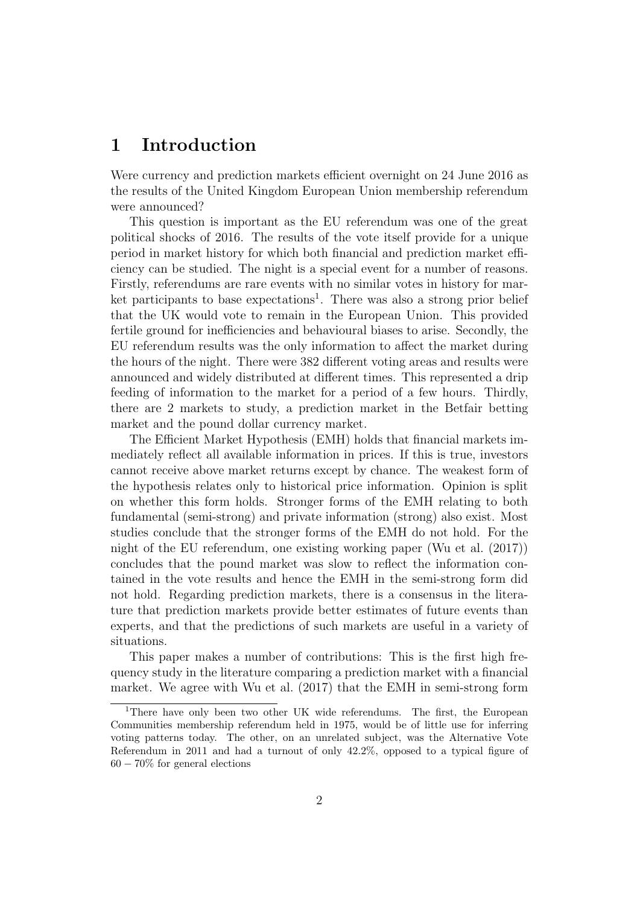# 1 Introduction

Were currency and prediction markets efficient overnight on 24 June 2016 as the results of the United Kingdom European Union membership referendum were announced?

This question is important as the EU referendum was one of the great political shocks of 2016. The results of the vote itself provide for a unique period in market history for which both financial and prediction market efficiency can be studied. The night is a special event for a number of reasons. Firstly, referendums are rare events with no similar votes in history for market participants to base expectations[1]. There was also a strong prior belief that the UK would vote to remain in the European Union. This provided fertile ground for inefficiencies and behavioural biases to arise. Secondly, the EU referendum results was the only information to affect the market during the hours of the night. There were 382 different voting areas and results were announced and widely distributed at different times. This represented a drip feeding of information to the market for a period of a few hours. Thirdly, there are 2 markets to study, a prediction market in the Betfair betting market and the pound dollar currency market.

The Efficient Market Hypothesis (EMH) holds that financial markets immediately reflect all available information in prices. If this is true, investors cannot receive above market returns except by chance. The weakest form of the hypothesis relates only to historical price information. Opinion is split on whether this form holds. Stronger forms of the EMH relating to both fundamental (semi-strong) and private information (strong) also exist. Most studies conclude that the stronger forms of the EMH do not hold. For the night of the EU referendum, one existing working paper (Wu et al. (2017)) concludes that the pound market was slow to reflect the information contained in the vote results and hence the EMH in the semi-strong form did not hold. Regarding prediction markets, there is a consensus in the literature that prediction markets provide better estimates of future events than experts, and that the predictions of such markets are useful in a variety of situations.

This paper makes a number of contributions: This is the first high frequency study in the literature comparing a prediction market with a financial market. We agree with Wu et al. (2017) that the EMH in semi-strong form

[1] There have only been two other UK wide referendums. The first, the European Communities membership referendum held in 1975, would be of little use for inferring voting patterns today. The other, on an unrelated subject, was the Alternative Vote Referendum in 2011 and had a turnout of only 42.2%, opposed to a typical figure of $60-70\%$ for general elections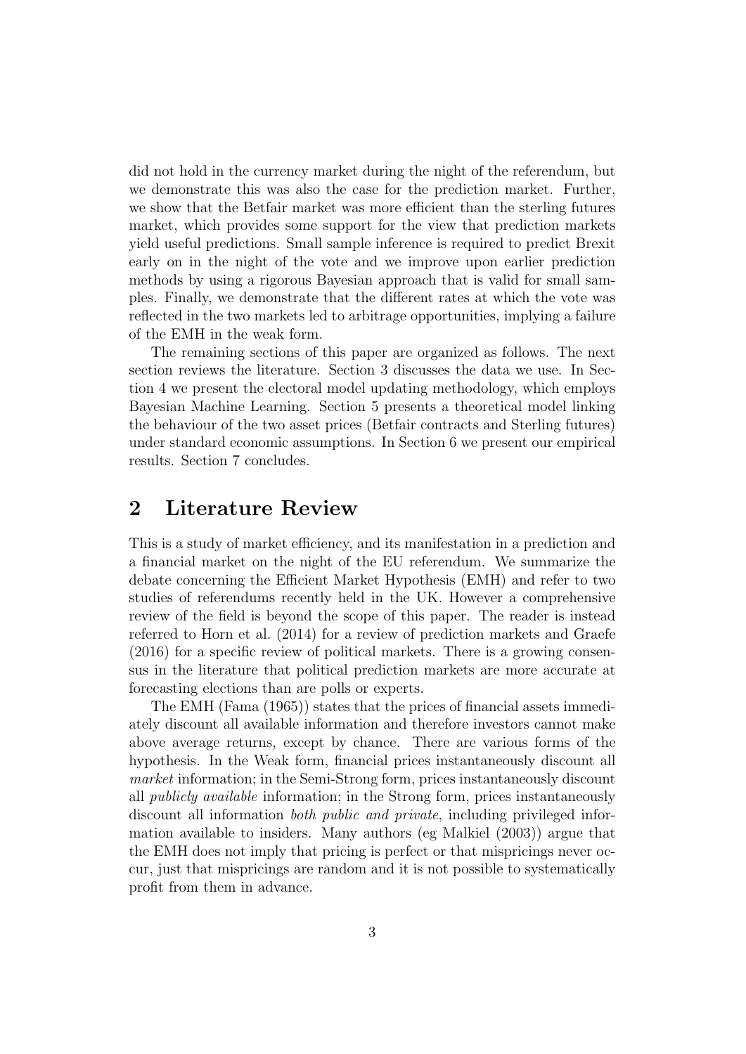did not hold in the currency market during the night of the referendum, but we demonstrate this was also the case for the prediction market. Further, we show that the Betfair market was more efficient than the sterling futures market, which provides some support for the view that prediction markets yield useful predictions. Small sample inference is required to predict Brexit early on in the night of the vote and we improve upon earlier prediction methods by using a rigorous Bayesian approach that is valid for small samples. Finally, we demonstrate that the different rates at which the vote was reflected in the two markets led to arbitrage opportunities, implying a failure of the EMH in the weak form.

The remaining sections of this paper are organized as follows. The next section reviews the literature. Section 3 discusses the data we use. In Section 4 we present the electoral model updating methodology, which employs Bayesian Machine Learning. Section 5 presents a theoretical model linking the behaviour of the two asset prices (Betfair contracts and Sterling futures) under standard economic assumptions. In Section 6 we present our empirical results. Section 7 concludes.

## 2 Literature Review

This is a study of market efficiency, and its manifestation in a prediction and a financial market on the night of the EU referendum. We summarize the debate concerning the Efficient Market Hypothesis (EMH) and refer to two studies of referendums recently held in the UK. However a comprehensive review of the field is beyond the scope of this paper. The reader is instead referred to Horn et al. (2014) for a review of prediction markets and Graefe (2016) for a specific review of political markets. There is a growing consensus in the literature that political prediction markets are more accurate at forecasting elections than are polls or experts.

The EMH (Fama (1965)) states that the prices of financial assets immediately discount all available information and therefore investors cannot make above average returns, except by chance. There are various forms of the hypothesis. In the Weak form, financial prices instantaneously discount all *market* information; in the Semi-Strong form, prices instantaneously discount all *publicly available* information; in the Strong form, prices instantaneously discount all information *both public and private*, including privileged information available to insiders. Many authors (eg Malkiel (2003)) argue that the EMH does not imply that pricing is perfect or that mispricings never occur, just that mispricings are random and it is not possible to systematically profit from them in advance.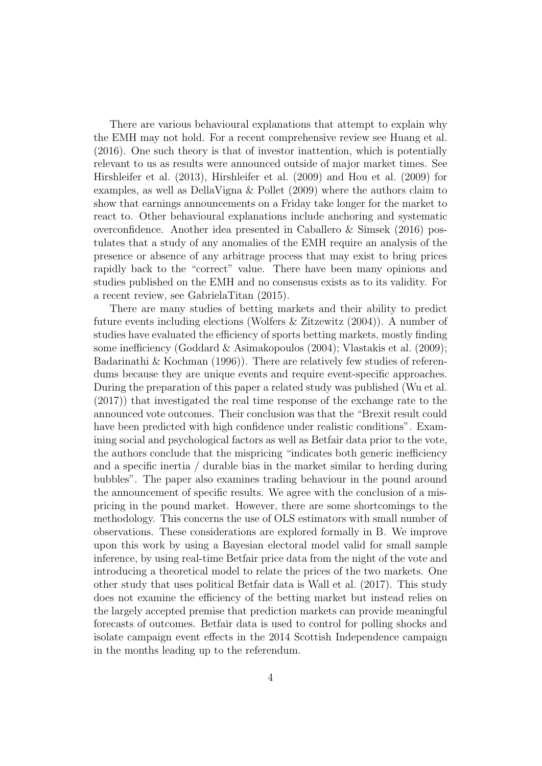There are various behavioural explanations that attempt to explain why the EMH may not hold. For a recent comprehensive review see Huang et al. (2016). One such theory is that of investor inattention, which is potentially relevant to us as results were announced outside of major market times. See Hirshleifer et al. (2013), Hirshleifer et al. (2009) and Hou et al. (2009) for examples, as well as DellaVigna & Pollet (2009) where the authors claim to show that earnings announcements on a Friday take longer for the market to react to. Other behavioural explanations include anchoring and systematic overconfidence. Another idea presented in Caballero & Simsek (2016) postulates that a study of any anomalies of the EMH require an analysis of the presence or absence of any arbitrage process that may exist to bring prices rapidly back to the "correct" value. There have been many opinions and studies published on the EMH and no consensus exists as to its validity. For a recent review, see GabrielaTitan (2015).

There are many studies of betting markets and their ability to predict future events including elections (Wolfers & Zitzewitz (2004)). A number of studies have evaluated the efficiency of sports betting markets, mostly finding some inefficiency (Goddard & Asimakopoulos (2004); Vlastakis et al. (2009); Badarinathi & Kochman (1996)). There are relatively few studies of referendums because they are unique events and require event-specific approaches. During the preparation of this paper a related study was published (Wu et al. (2017)) that investigated the real time response of the exchange rate to the announced vote outcomes. Their conclusion was that the "Brexit result could have been predicted with high confidence under realistic conditions". Examining social and psychological factors as well as Betfair data prior to the vote, the authors conclude that the mispricing "indicates both generic inefficiency and a specific inertia / durable bias in the market similar to herding during bubbles". The paper also examines trading behaviour in the pound around the announcement of specific results. We agree with the conclusion of a mispricing in the pound market. However, there are some shortcomings to the methodology. This concerns the use of OLS estimators with small number of observations. These considerations are explored formally in B. We improve upon this work by using a Bayesian electoral model valid for small sample inference, by using real-time Betfair price data from the night of the vote and introducing a theoretical model to relate the prices of the two markets. One other study that uses political Betfair data is Wall et al. (2017). This study does not examine the efficiency of the betting market but instead relies on the largely accepted premise that prediction markets can provide meaningful forecasts of outcomes. Betfair data is used to control for polling shocks and isolate campaign event effects in the 2014 Scottish Independence campaign in the months leading up to the referendum.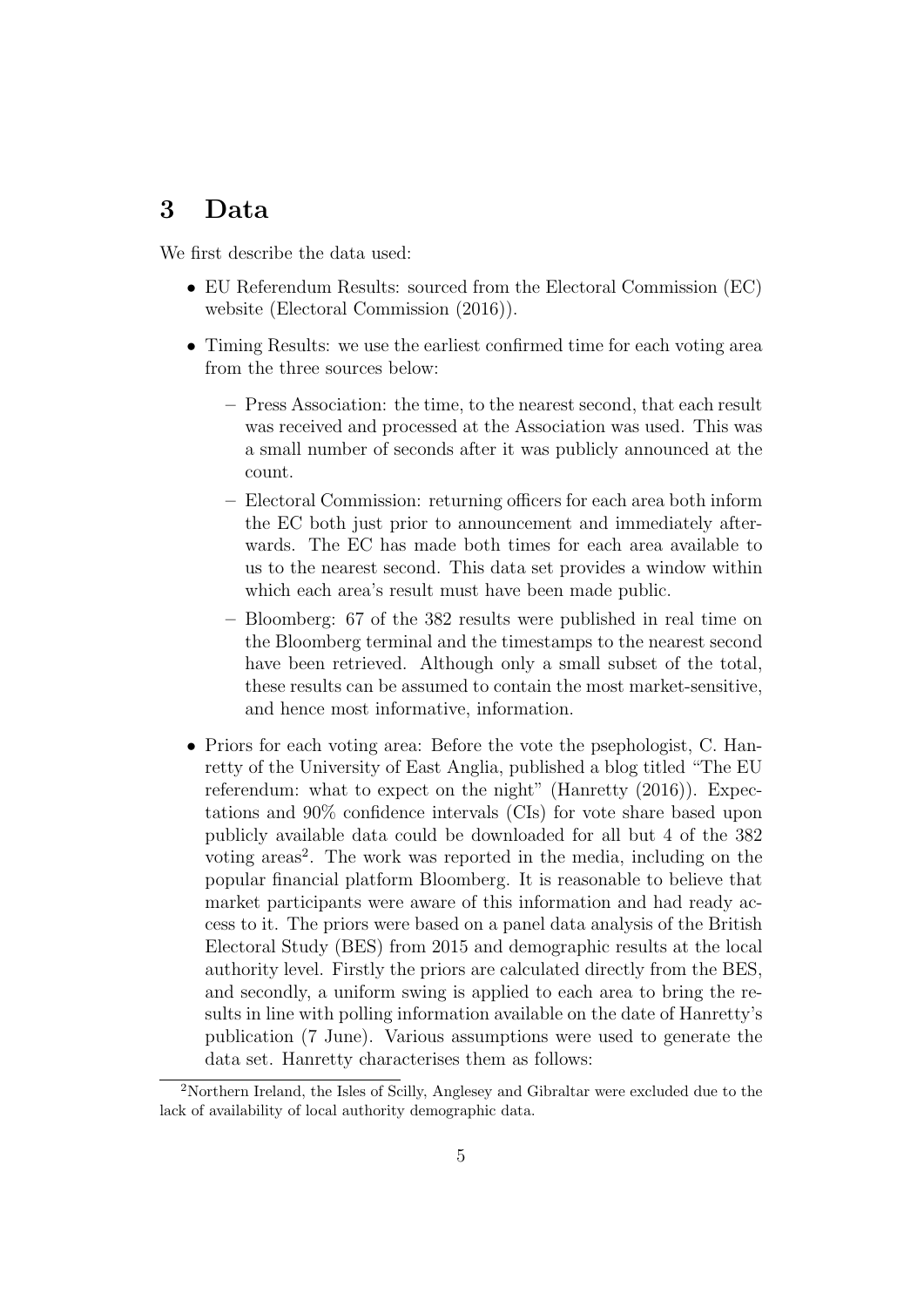## 3 Data

We first describe the data used:

- EU Referendum Results: sourced from the Electoral Commission (EC) website (Electoral Commission (2016)).
- Timing Results: we use the earliest confirmed time for each voting area from the three sources below:
  - Press Association: the time, to the nearest second, that each result was received and processed at the Association was used. This was a small number of seconds after it was publicly announced at the count.
  - Electoral Commission: returning officers for each area both inform the EC both just prior to announcement and immediately afterwards. The EC has made both times for each area available to us to the nearest second. This data set provides a window within which each area's result must have been made public.
  - Bloomberg: 67 of the 382 results were published in real time on the Bloomberg terminal and the timestamps to the nearest second have been retrieved. Although only a small subset of the total, these results can be assumed to contain the most market-sensitive, and hence most informative, information.
- Priors for each voting area: Before the vote the psephologist, C. Hanretty of the University of East Anglia, published a blog titled "The EU referendum: what to expect on the night" (Hanretty (2016)). Expectations and 90% confidence intervals (CIs) for vote share based upon publicly available data could be downloaded for all but 4 of the 382 voting areas[2]. The work was reported in the media, including on the popular financial platform Bloomberg. It is reasonable to believe that market participants were aware of this information and had ready access to it. The priors were based on a panel data analysis of the British Electoral Study (BES) from 2015 and demographic results at the local authority level. Firstly the priors are calculated directly from the BES, and secondly, a uniform swing is applied to each area to bring the results in line with polling information available on the date of Hanretty's publication (7 June). Various assumptions were used to generate the data set. Hanretty characterises them as follows:

[2] Northern Ireland, the Isles of Scilly, Anglesey and Gibraltar were excluded due to the lack of availability of local authority demographic data.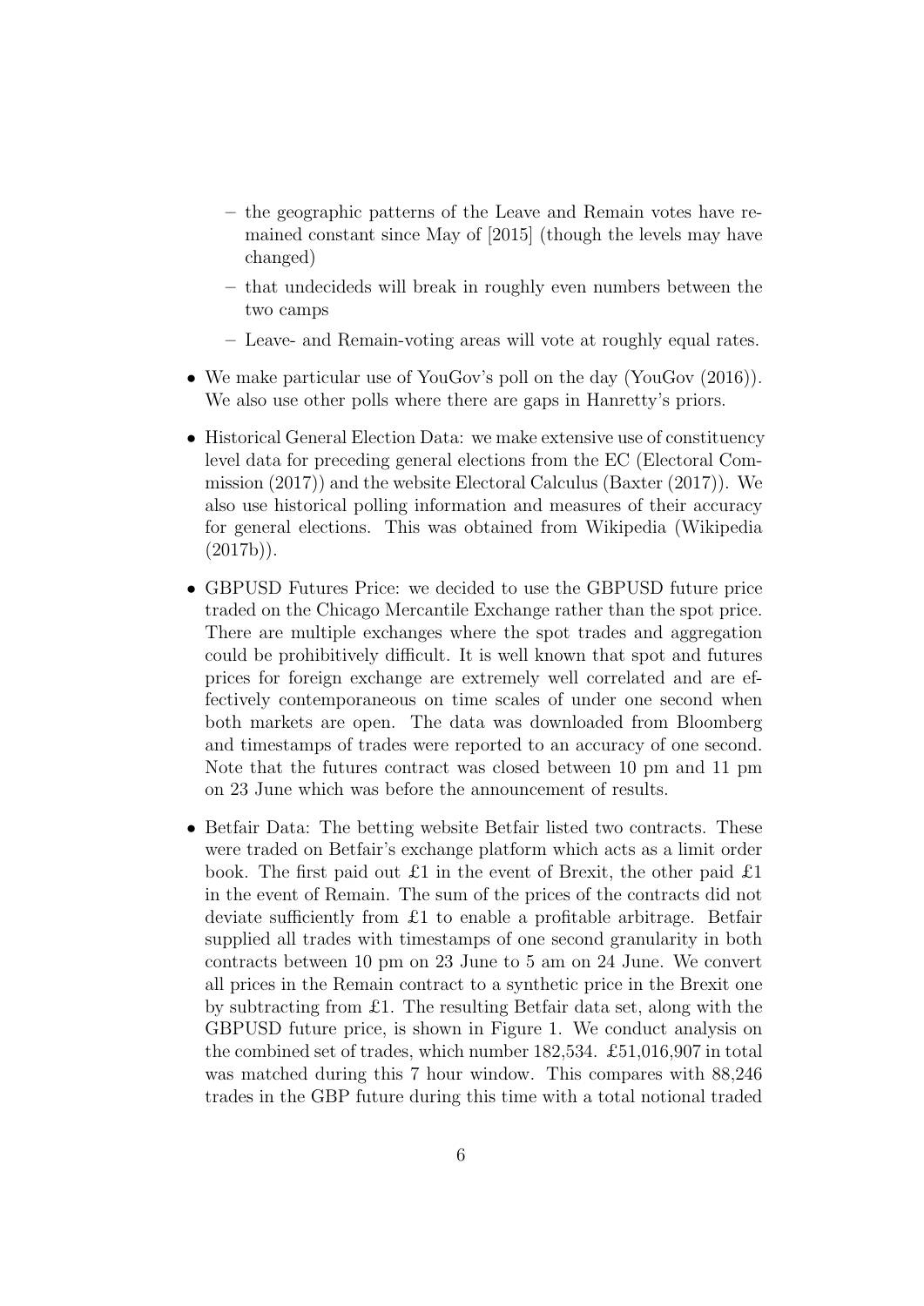- the geographic patterns of the Leave and Remain votes have remained constant since May of [2015] (though the levels may have changed)
  - that undecideds will break in roughly even numbers between the two camps
  - Leave- and Remain-voting areas will vote at roughly equal rates.

- We make particular use of YouGov's poll on the day (YouGov (2016)). We also use other polls where there are gaps in Hanretty's priors.

- Historical General Election Data: we make extensive use of constituency level data for preceding general elections from the EC (Electoral Commission (2017)) and the website Electoral Calculus (Baxter (2017)). We also use historical polling information and measures of their accuracy for general elections. This was obtained from Wikipedia (Wikipedia (2017b)).

- GBPUSD Futures Price: we decided to use the GBPUSD future price traded on the Chicago Mercantile Exchange rather than the spot price. There are multiple exchanges where the spot trades and aggregation could be prohibitively difficult. It is well known that spot and futures prices for foreign exchange are extremely well correlated and are effectively contemporaneous on time scales of under one second when both markets are open. The data was downloaded from Bloomberg and timestamps of trades were reported to an accuracy of one second. Note that the futures contract was closed between 10 pm and 11 pm on 23 June which was before the announcement of results.

- Betfair Data: The betting website Betfair listed two contracts. These were traded on Betfair's exchange platform which acts as a limit order book. The first paid out £1 in the event of Brexit, the other paid £1 in the event of Remain. The sum of the prices of the contracts did not deviate sufficiently from £1 to enable a profitable arbitrage. Betfair supplied all trades with timestamps of one second granularity in both contracts between 10 pm on 23 June to 5 am on 24 June. We convert all prices in the Remain contract to a synthetic price in the Brexit one by subtracting from £1. The resulting Betfair data set, along with the GBPUSD future price, is shown in Figure 1. We conduct analysis on the combined set of trades, which number 182,534. £51,016,907 in total was matched during this 7 hour window. This compares with 88,246 trades in the GBP future during this time with a total notional traded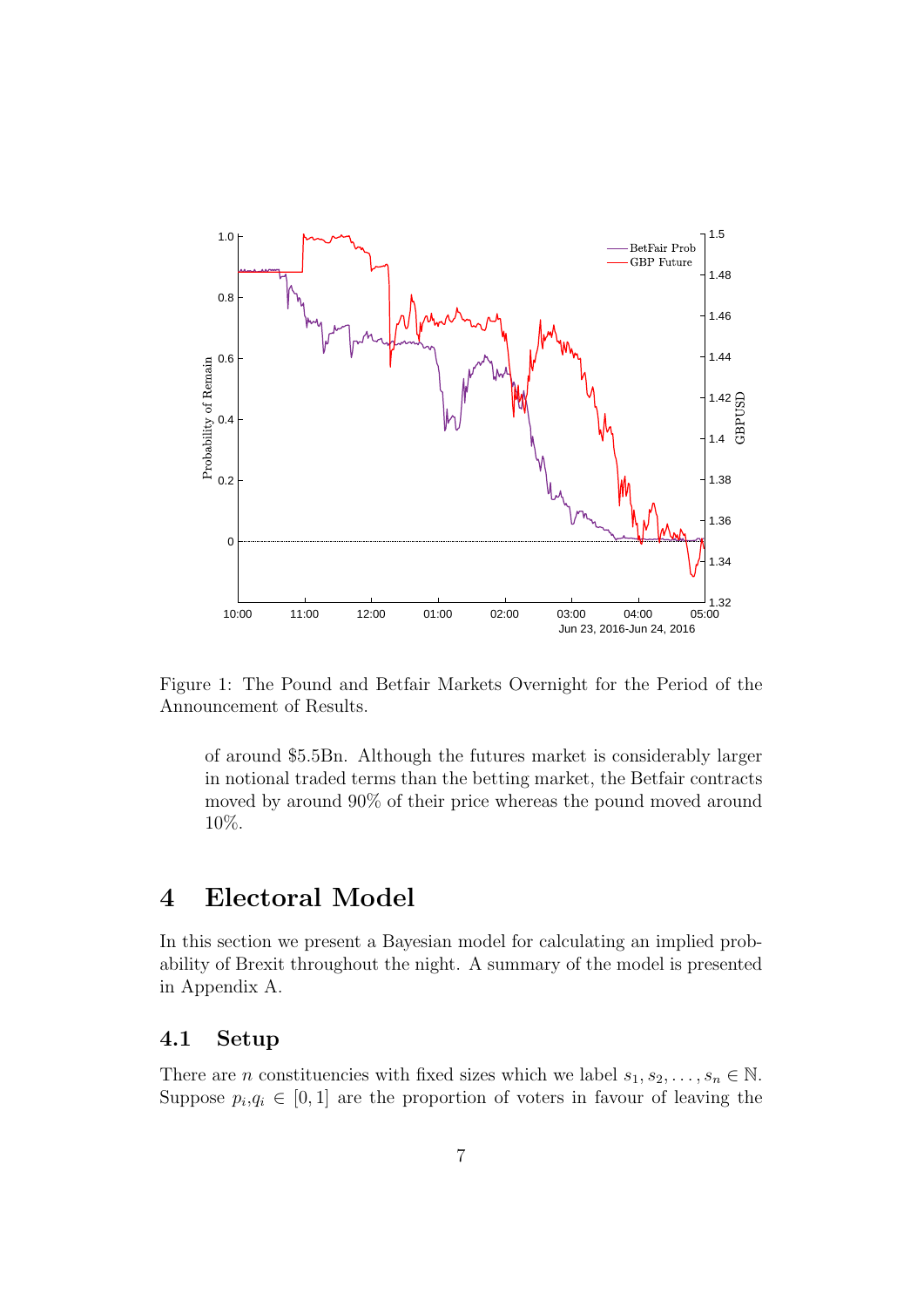Figure 1: The Pound and Betfair Markets Overnight for the Period of the Announcement of Results.

of around \$5.5Bn. Although the futures market is considerably larger in notional traded terms than the betting market, the Betfair contracts moved by around 90% of their price whereas the pound moved around 10%.

# 4 Electoral Model

In this section we present a Bayesian model for calculating an implied probability of Brexit throughout the night. A summary of the model is presented in Appendix A.

## 4.1 Setup

There are $n$ constituencies with fixed sizes which we label $s_1, s_2, \ldots, s_n \in \mathbb{N}$. Suppose $p_i, q_i \in [0, 1]$ are the proportion of voters in favour of leaving the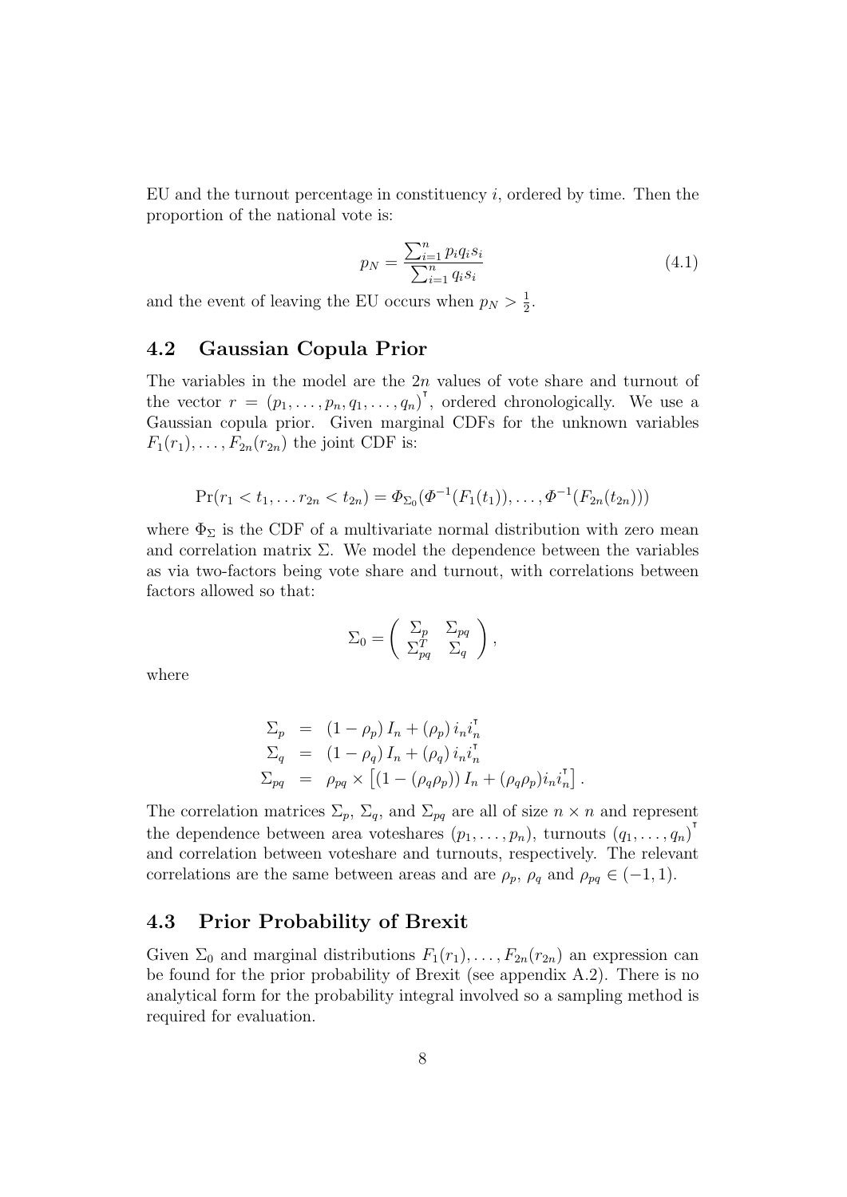EU and the turnout percentage in constituency $i$, ordered by time. Then the proportion of the national vote is:

$$p_N = \frac{\sum_{i=1}^{n} p_i q_i s_i}{\sum_{i=1}^{n} q_i s_i} \tag{4.1}$$

and the event of leaving the EU occurs when $p_N > \frac{1}{2}$.

## 4.2 Gaussian Copula Prior

The variables in the model are the $2n$ values of vote share and turnout of the vector $r = (p_1, \ldots, p_n, q_1, \ldots, q_n)^\intercal$, ordered chronologically. We use a Gaussian copula prior. Given marginal CDFs for the unknown variables $F_1(r_1), \ldots, F_{2n}(r_{2n})$ the joint CDF is:

$$\Pr(r_1 < t_1, \ldots r_{2n} < t_{2n}) = \Phi_{\Sigma_0}(\Phi^{-1}(F_1(t_1)), \ldots, \Phi^{-1}(F_{2n}(t_{2n})))$$

where $\Phi_\Sigma$ is the CDF of a multivariate normal distribution with zero mean and correlation matrix $\Sigma$. We model the dependence between the variables as via two-factors being vote share and turnout, with correlations between factors allowed so that:

$$\Sigma_0 = \begin{pmatrix} \Sigma_p & \Sigma_{pq} \\ \Sigma_{pq}^T & \Sigma_q \end{pmatrix},$$

where

$$\begin{aligned}
\Sigma_p &= (1 - \rho_p) I_n + (\rho_p) i_n i_n^\intercal \\
\Sigma_q &= (1 - \rho_q) I_n + (\rho_q) i_n i_n^\intercal \\
\Sigma_{pq} &= \rho_{pq} \times \left[ (1 - (\rho_q \rho_p)) I_n + (\rho_q \rho_p) i_n i_n^\intercal \right].
\end{aligned}$$

The correlation matrices $\Sigma_p$, $\Sigma_q$, and $\Sigma_{pq}$ are all of size $n \times n$ and represent the dependence between area voteshares $(p_1, \ldots, p_n)$, turnouts $(q_1, \ldots, q_n)^\intercal$ and correlation between voteshare and turnouts, respectively. The relevant correlations are the same between areas and are $\rho_p$, $\rho_q$ and $\rho_{pq} \in (-1, 1)$.

## 4.3 Prior Probability of Brexit

Given $\Sigma_0$ and marginal distributions $F_1(r_1), \ldots, F_{2n}(r_{2n})$ an expression can be found for the prior probability of Brexit (see appendix A.2). There is no analytical form for the probability integral involved so a sampling method is required for evaluation.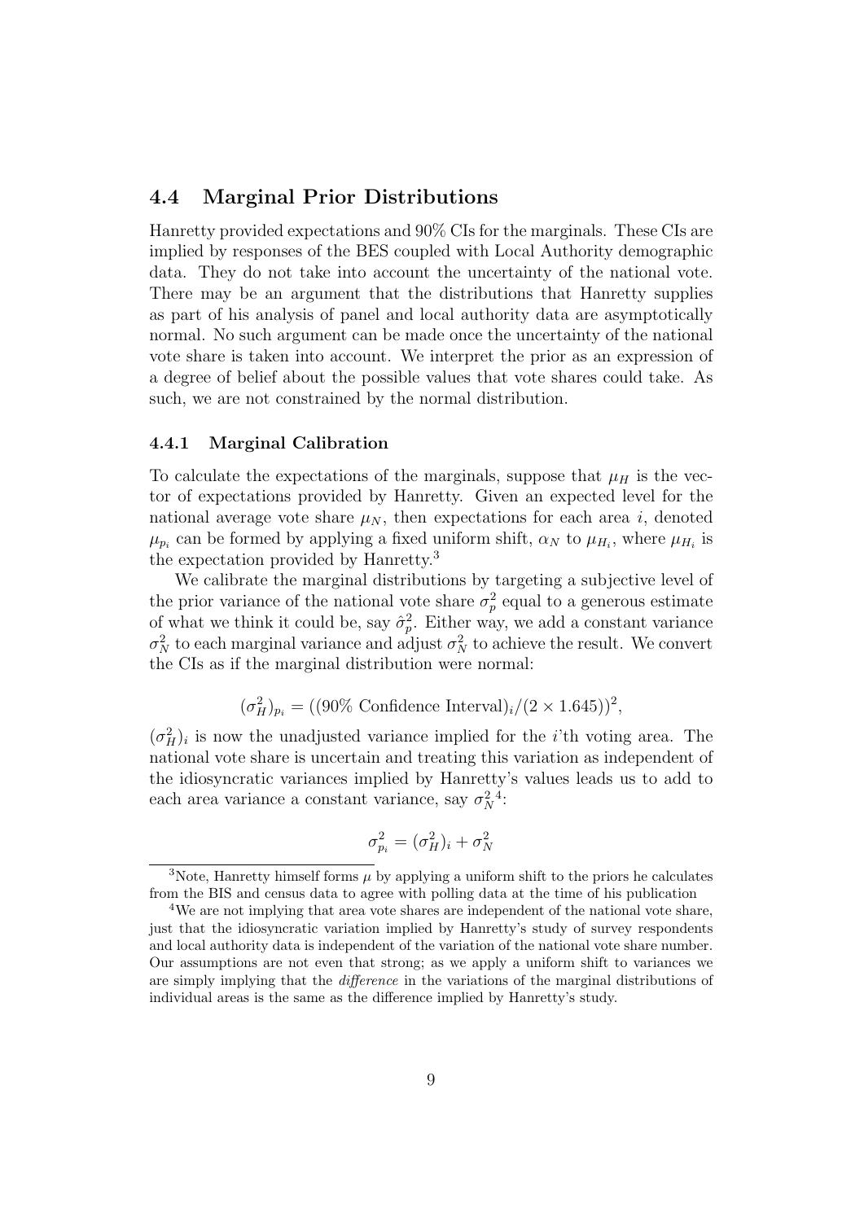### 4.4 Marginal Prior Distributions

Hanretty provided expectations and 90% CIs for the marginals. These CIs are implied by responses of the BES coupled with Local Authority demographic data. They do not take into account the uncertainty of the national vote. There may be an argument that the distributions that Hanretty supplies as part of his analysis of panel and local authority data are asymptotically normal. No such argument can be made once the uncertainty of the national vote share is taken into account. We interpret the prior as an expression of a degree of belief about the possible values that vote shares could take. As such, we are not constrained by the normal distribution.

#### 4.4.1 Marginal Calibration

To calculate the expectations of the marginals, suppose that $\mu_H$ is the vector of expectations provided by Hanretty. Given an expected level for the national average vote share $\mu_N$, then expectations for each area $i$, denoted $\mu_{p_i}$ can be formed by applying a fixed uniform shift, $\alpha_N$ to $\mu_{H_i}$, where $\mu_{H_i}$ is the expectation provided by Hanretty.[3]

We calibrate the marginal distributions by targeting a subjective level of the prior variance of the national vote share $\sigma_p^2$ equal to a generous estimate of what we think it could be, say $\hat{\sigma}_p^2$. Either way, we add a constant variance $\sigma_N^2$ to each marginal variance and adjust $\sigma_N^2$ to achieve the result. We convert the CIs as if the marginal distribution were normal:

$$(\sigma_H^2)_{p_i} = ((90\% \text{ Confidence Interval})_i/(2 \times 1.645))^2,$$

$(\sigma_H^2)_i$ is now the unadjusted variance implied for the $i$'th voting area. The national vote share is uncertain and treating this variation as independent of the idiosyncratic variances implied by Hanretty's values leads us to add to each area variance a constant variance, say $\sigma_N^2$[4]:

$$\sigma_{p_i}^2 = (\sigma_H^2)_i + \sigma_N^2$$

[3] Note, Hanretty himself forms $\mu$ by applying a uniform shift to the priors he calculates from the BIS and census data to agree with polling data at the time of his publication

[4] We are not implying that area vote shares are independent of the national vote share, just that the idiosyncratic variation implied by Hanretty's study of survey respondents and local authority data is independent of the variation of the national vote share number. Our assumptions are not even that strong; as we apply a uniform shift to variances we are simply implying that the *difference* in the variations of the marginal distributions of individual areas is the same as the difference implied by Hanretty's study.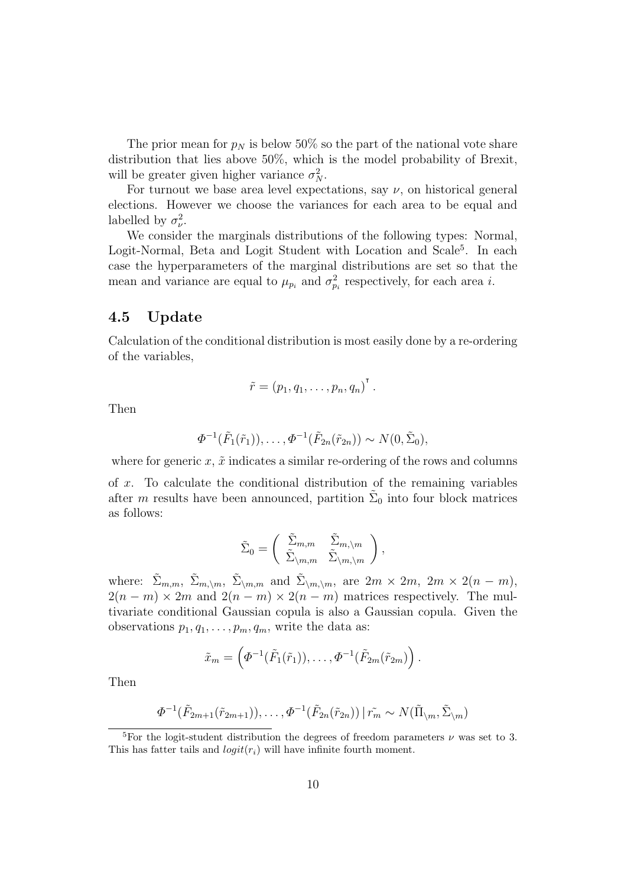The prior mean for $p_N$ is below 50% so the part of the national vote share distribution that lies above 50%, which is the model probability of Brexit, will be greater given higher variance $\sigma_N^2$.

For turnout we base area level expectations, say $\nu$, on historical general elections. However we choose the variances for each area to be equal and labelled by $\sigma_\nu^2$.

We consider the marginals distributions of the following types: Normal, Logit-Normal, Beta and Logit Student with Location and Scale[5]. In each case the hyperparameters of the marginal distributions are set so that the mean and variance are equal to $\mu_{p_i}$ and $\sigma_{p_i}^2$ respectively, for each area $i$.

## 4.5 Update

Calculation of the conditional distribution is most easily done by a re-ordering of the variables,

$$\tilde{r} = (p_1, q_1, \ldots, p_n, q_n)^\intercal.$$

Then

$$\Phi^{-1}(\tilde{F}_1(\tilde{r}_1)), \ldots, \Phi^{-1}(\tilde{F}_{2n}(\tilde{r}_{2n})) \sim N(0, \tilde{\Sigma}_0),$$

where for generic $x$, $\tilde{x}$ indicates a similar re-ordering of the rows and columns of $x$. To calculate the conditional distribution of the remaining variables after $m$ results have been announced, partition $\tilde{\Sigma}_0$ into four block matrices as follows:

$$\tilde{\Sigma}_0 = \begin{pmatrix} \tilde{\Sigma}_{m,m} & \tilde{\Sigma}_{m,\setminus m} \\ \tilde{\Sigma}_{\setminus m,m} & \tilde{\Sigma}_{\setminus m,\setminus m} \end{pmatrix},$$

where: $\tilde{\Sigma}_{m,m}$, $\tilde{\Sigma}_{m,\setminus m}$, $\tilde{\Sigma}_{\setminus m,m}$ and $\tilde{\Sigma}_{\setminus m,\setminus m}$, are $2m \times 2m$, $2m \times 2(n-m)$, $2(n-m) \times 2m$ and $2(n-m) \times 2(n-m)$ matrices respectively. The multivariate conditional Gaussian copula is also a Gaussian copula. Given the observations $p_1, q_1, \ldots, p_m, q_m$, write the data as:

$$\tilde{x}_m = \left(\Phi^{-1}(\tilde{F}_1(\tilde{r}_1)), \ldots, \Phi^{-1}(\tilde{F}_{2m}(\tilde{r}_{2m})\right).$$

Then

$$\Phi^{-1}(\tilde{F}_{2m+1}(\tilde{r}_{2m+1})), \ldots, \Phi^{-1}(\tilde{F}_{2n}(\tilde{r}_{2n})) \,|\, \tilde{r_m} \sim N(\tilde{\Pi}_{\setminus m}, \tilde{\Sigma}_{\setminus m})$$

[5] For the logit-student distribution the degrees of freedom parameters $\nu$ was set to 3. This has fatter tails and $logit(r_i)$ will have infinite fourth moment.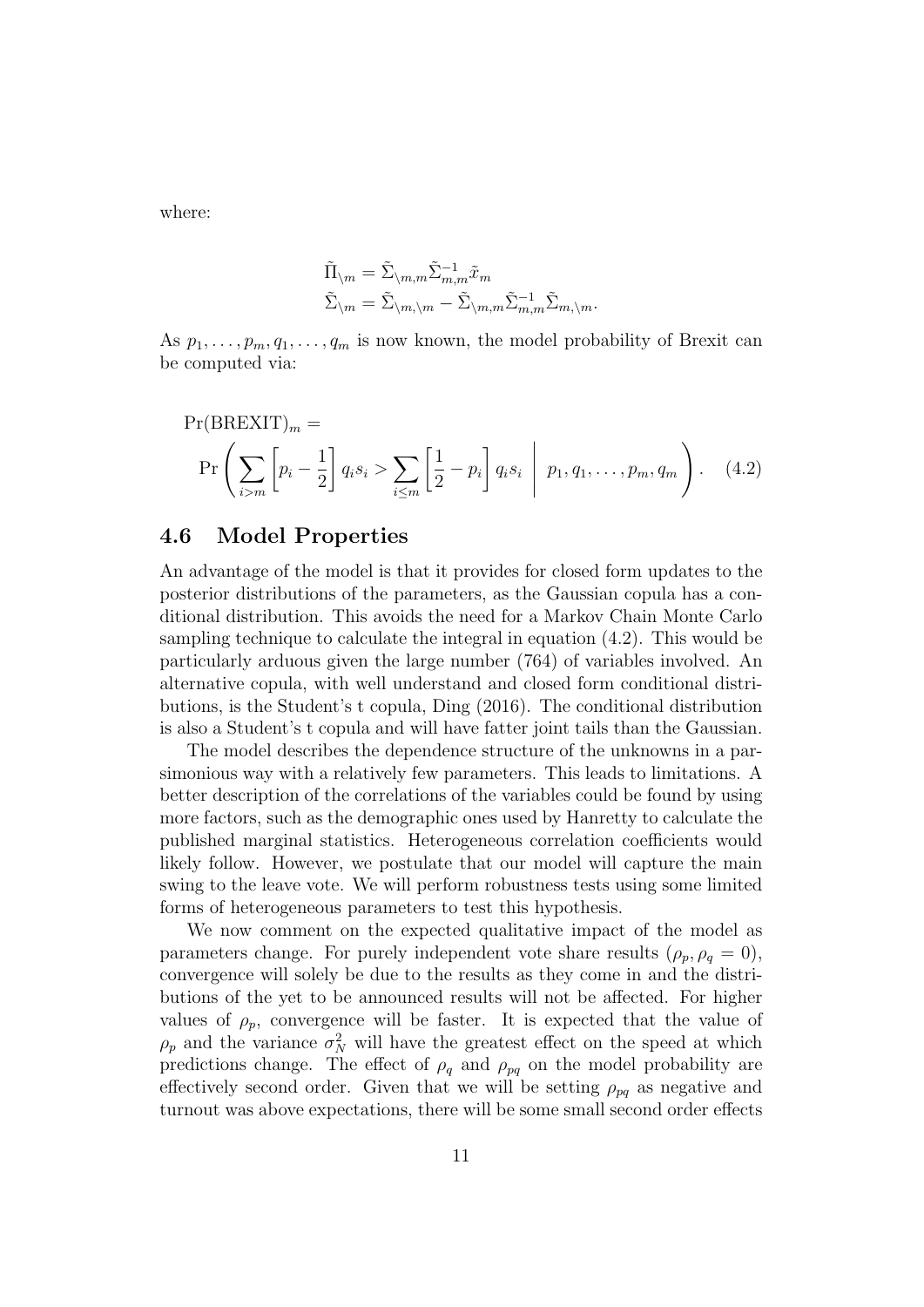where:

$$
\begin{aligned}
\tilde{\Pi}_{\backslash m} &= \tilde{\Sigma}_{\backslash m,m} \tilde{\Sigma}_{m,m}^{-1} \tilde{x}_m \\
\tilde{\Sigma}_{\backslash m} &= \tilde{\Sigma}_{\backslash m,\backslash m} - \tilde{\Sigma}_{\backslash m,m} \tilde{\Sigma}_{m,m}^{-1} \tilde{\Sigma}_{m,\backslash m}.
\end{aligned}
$$

As $p_1, \ldots, p_m, q_1, \ldots, q_m$ is now known, the model probability of Brexit can be computed via:

$$
\Pr(\text{BREXIT})_m = \Pr\left( \sum_{i>m} \left[ p_i - \frac{1}{2} \right] q_i s_i > \sum_{i \leq m} \left[ \frac{1}{2} - p_i \right] q_i s_i \;\middle|\; p_1, q_1, \ldots, p_m, q_m \right). \quad (4.2)
$$

## 4.6 Model Properties

An advantage of the model is that it provides for closed form updates to the posterior distributions of the parameters, as the Gaussian copula has a conditional distribution. This avoids the need for a Markov Chain Monte Carlo sampling technique to calculate the integral in equation (4.2). This would be particularly arduous given the large number (764) of variables involved. An alternative copula, with well understand and closed form conditional distributions, is the Student's t copula, Ding (2016). The conditional distribution is also a Student's t copula and will have fatter joint tails than the Gaussian.

The model describes the dependence structure of the unknowns in a parsimonious way with a relatively few parameters. This leads to limitations. A better description of the correlations of the variables could be found by using more factors, such as the demographic ones used by Hanretty to calculate the published marginal statistics. Heterogeneous correlation coefficients would likely follow. However, we postulate that our model will capture the main swing to the leave vote. We will perform robustness tests using some limited forms of heterogeneous parameters to test this hypothesis.

We now comment on the expected qualitative impact of the model as parameters change. For purely independent vote share results ($\rho_p, \rho_q = 0$), convergence will solely be due to the results as they come in and the distributions of the yet to be announced results will not be affected. For higher values of $\rho_p$, convergence will be faster. It is expected that the value of $\rho_p$ and the variance $\sigma_N^2$ will have the greatest effect on the speed at which predictions change. The effect of $\rho_q$ and $\rho_{pq}$ on the model probability are effectively second order. Given that we will be setting $\rho_{pq}$ as negative and turnout was above expectations, there will be some small second order effects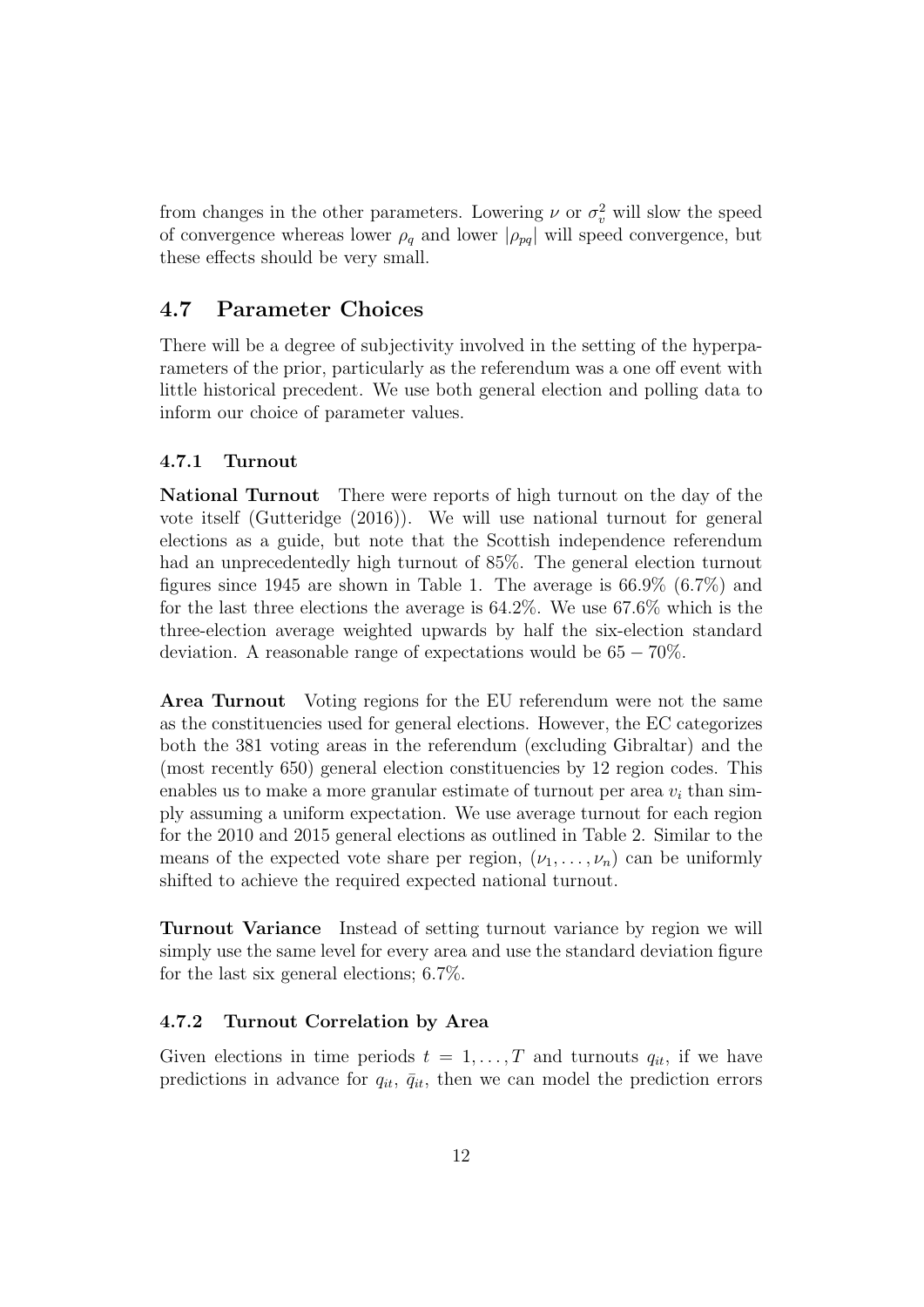from changes in the other parameters. Lowering $\nu$ or $\sigma_v^2$ will slow the speed of convergence whereas lower $\rho_q$ and lower $|\rho_{pq}|$ will speed convergence, but these effects should be very small.

## 4.7 Parameter Choices

There will be a degree of subjectivity involved in the setting of the hyperparameters of the prior, particularly as the referendum was a one off event with little historical precedent. We use both general election and polling data to inform our choice of parameter values.

### 4.7.1 Turnout

**National Turnout** There were reports of high turnout on the day of the vote itself (Gutteridge (2016)). We will use national turnout for general elections as a guide, but note that the Scottish independence referendum had an unprecedentedly high turnout of 85%. The general election turnout figures since 1945 are shown in Table 1. The average is 66.9% (6.7%) and for the last three elections the average is 64.2%. We use 67.6% which is the three-election average weighted upwards by half the six-election standard deviation. A reasonable range of expectations would be $65 - 70\%$.

**Area Turnout** Voting regions for the EU referendum were not the same as the constituencies used for general elections. However, the EC categorizes both the 381 voting areas in the referendum (excluding Gibraltar) and the (most recently 650) general election constituencies by 12 region codes. This enables us to make a more granular estimate of turnout per area $v_i$ than simply assuming a uniform expectation. We use average turnout for each region for the 2010 and 2015 general elections as outlined in Table 2. Similar to the means of the expected vote share per region, $(\nu_1, \ldots, \nu_n)$ can be uniformly shifted to achieve the required expected national turnout.

**Turnout Variance** Instead of setting turnout variance by region we will simply use the same level for every area and use the standard deviation figure for the last six general elections; 6.7%.

### 4.7.2 Turnout Correlation by Area

Given elections in time periods $t = 1, \ldots, T$ and turnouts $q_{it}$, if we have predictions in advance for $q_{it}$, $\bar{q}_{it}$, then we can model the prediction errors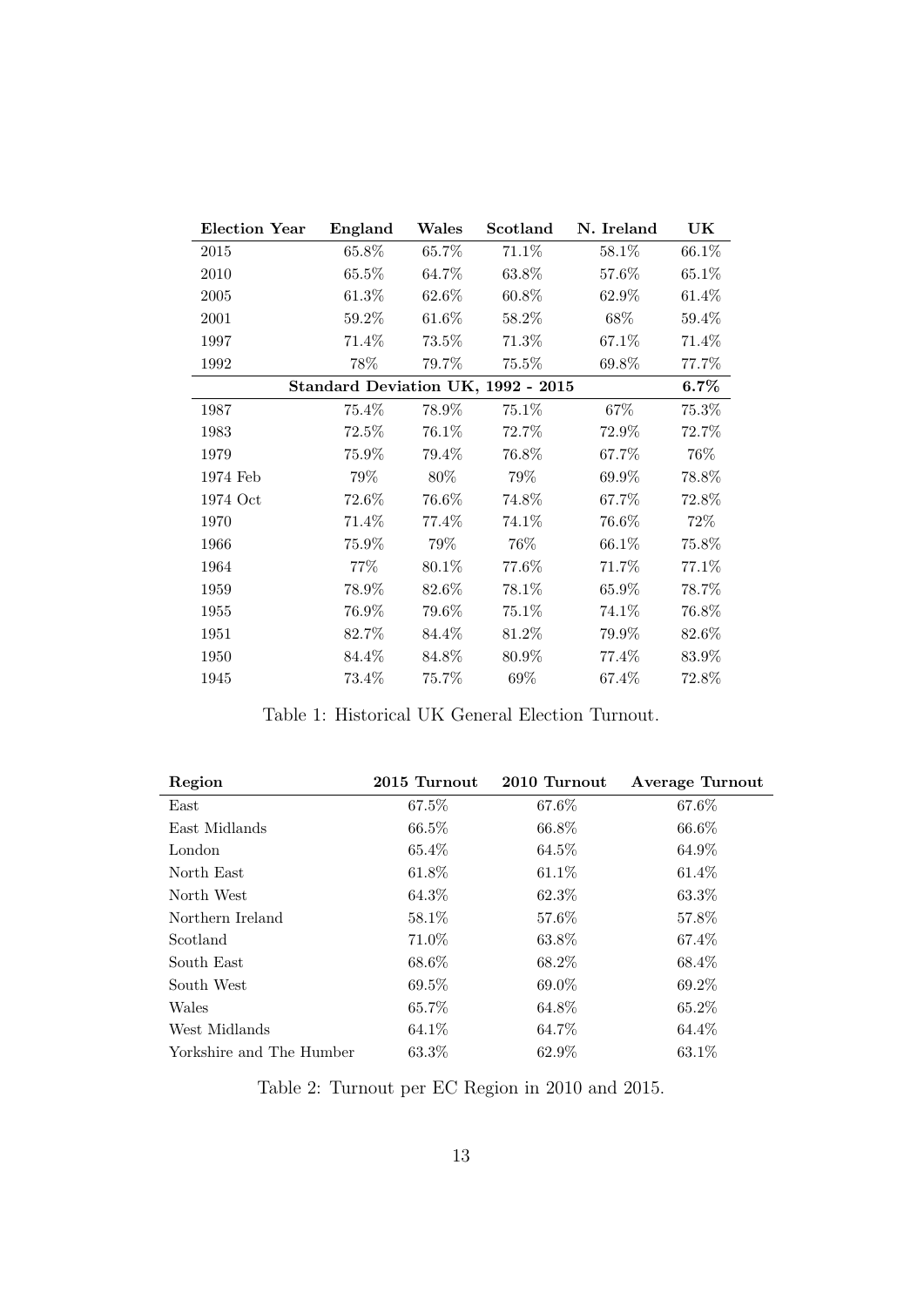| Election Year | England | Wales | Scotland | N. Ireland | UK |
|---|---|---|---|---|---|
| 2015 | 65.8% | 65.7% | 71.1% | 58.1% | 66.1% |
| 2010 | 65.5% | 64.7% | 63.8% | 57.6% | 65.1% |
| 2005 | 61.3% | 62.6% | 60.8% | 62.9% | 61.4% |
| 2001 | 59.2% | 61.6% | 58.2% | 68% | 59.4% |
| 1997 | 71.4% | 73.5% | 71.3% | 67.1% | 71.4% |
| 1992 | 78% | 79.7% | 75.5% | 69.8% | 77.7% |
| **Standard Deviation UK, 1992 - 2015** | | | | | **6.7%** |
| 1987 | 75.4% | 78.9% | 75.1% | 67% | 75.3% |
| 1983 | 72.5% | 76.1% | 72.7% | 72.9% | 72.7% |
| 1979 | 75.9% | 79.4% | 76.8% | 67.7% | 76% |
| 1974 Feb | 79% | 80% | 79% | 69.9% | 78.8% |
| 1974 Oct | 72.6% | 76.6% | 74.8% | 67.7% | 72.8% |
| 1970 | 71.4% | 77.4% | 74.1% | 76.6% | 72% |
| 1966 | 75.9% | 79% | 76% | 66.1% | 75.8% |
| 1964 | 77% | 80.1% | 77.6% | 71.7% | 77.1% |
| 1959 | 78.9% | 82.6% | 78.1% | 65.9% | 78.7% |
| 1955 | 76.9% | 79.6% | 75.1% | 74.1% | 76.8% |
| 1951 | 82.7% | 84.4% | 81.2% | 79.9% | 82.6% |
| 1950 | 84.4% | 84.8% | 80.9% | 77.4% | 83.9% |
| 1945 | 73.4% | 75.7% | 69% | 67.4% | 72.8% |

Table 1: Historical UK General Election Turnout.

| Region | 2015 Turnout | 2010 Turnout | Average Turnout |
|---|---|---|---|
| East | 67.5% | 67.6% | 67.6% |
| East Midlands | 66.5% | 66.8% | 66.6% |
| London | 65.4% | 64.5% | 64.9% |
| North East | 61.8% | 61.1% | 61.4% |
| North West | 64.3% | 62.3% | 63.3% |
| Northern Ireland | 58.1% | 57.6% | 57.8% |
| Scotland | 71.0% | 63.8% | 67.4% |
| South East | 68.6% | 68.2% | 68.4% |
| South West | 69.5% | 69.0% | 69.2% |
| Wales | 65.7% | 64.8% | 65.2% |
| West Midlands | 64.1% | 64.7% | 64.4% |
| Yorkshire and The Humber | 63.3% | 62.9% | 63.1% |

Table 2: Turnout per EC Region in 2010 and 2015.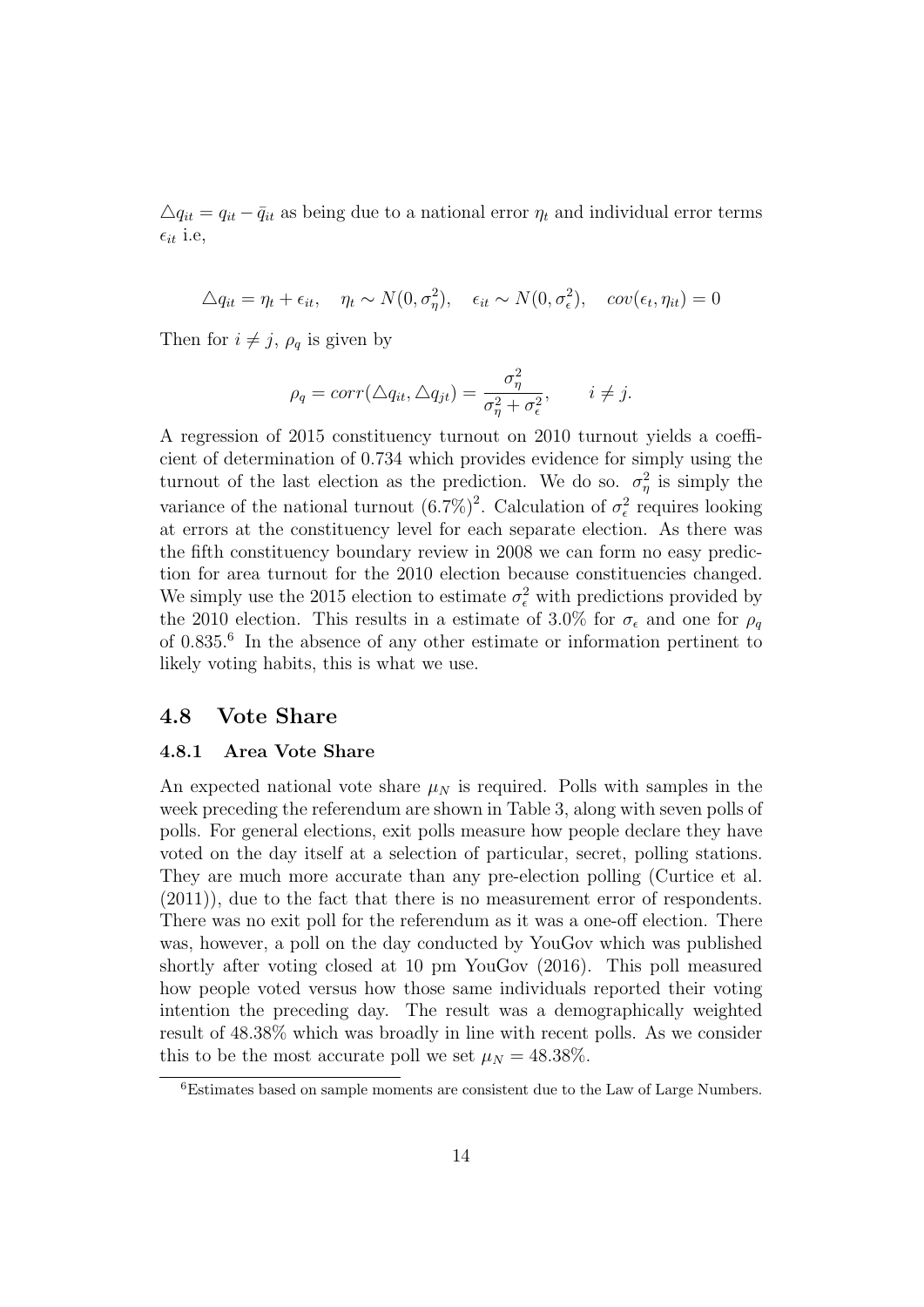$\triangle q_{it} = q_{it} - \bar{q}_{it}$ as being due to a national error $\eta_t$ and individual error terms $\epsilon_{it}$ i.e,

$$\triangle q_{it} = \eta_t + \epsilon_{it}, \quad \eta_t \sim N(0, \sigma_\eta^2), \quad \epsilon_{it} \sim N(0, \sigma_\epsilon^2), \quad cov(\epsilon_t, \eta_{it}) = 0$$

Then for $i \neq j$, $\rho_q$ is given by

$$\rho_q = corr(\triangle q_{it}, \triangle q_{jt}) = \frac{\sigma_\eta^2}{\sigma_\eta^2 + \sigma_\epsilon^2}, \qquad i \neq j.$$

A regression of 2015 constituency turnout on 2010 turnout yields a coefficient of determination of 0.734 which provides evidence for simply using the turnout of the last election as the prediction. We do so. $\sigma_\eta^2$ is simply the variance of the national turnout $(6.7\%)^2$. Calculation of $\sigma_\epsilon^2$ requires looking at errors at the constituency level for each separate election. As there was the fifth constituency boundary review in 2008 we can form no easy prediction for area turnout for the 2010 election because constituencies changed. We simply use the 2015 election to estimate $\sigma_\epsilon^2$ with predictions provided by the 2010 election. This results in a estimate of 3.0% for $\sigma_\epsilon$ and one for $\rho_q$ of 0.835.[6] In the absence of any other estimate or information pertinent to likely voting habits, this is what we use.

## 4.8 Vote Share

### 4.8.1 Area Vote Share

An expected national vote share $\mu_N$ is required. Polls with samples in the week preceding the referendum are shown in Table 3, along with seven polls of polls. For general elections, exit polls measure how people declare they have voted on the day itself at a selection of particular, secret, polling stations. They are much more accurate than any pre-election polling (Curtice et al. (2011)), due to the fact that there is no measurement error of respondents. There was no exit poll for the referendum as it was a one-off election. There was, however, a poll on the day conducted by YouGov which was published shortly after voting closed at 10 pm YouGov (2016). This poll measured how people voted versus how those same individuals reported their voting intention the preceding day. The result was a demographically weighted result of 48.38% which was broadly in line with recent polls. As we consider this to be the most accurate poll we set $\mu_N = 48.38\%$.

[6] Estimates based on sample moments are consistent due to the Law of Large Numbers.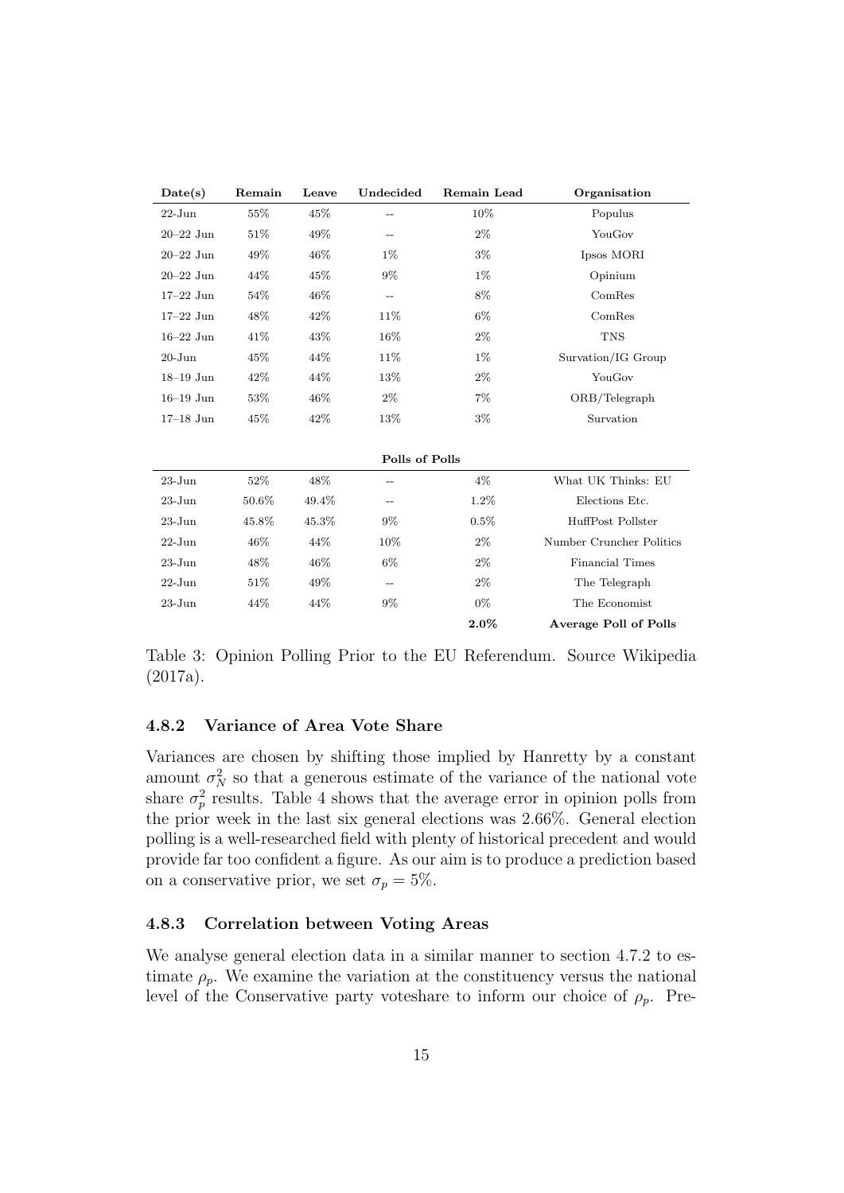| Date(s) | Remain | Leave | Undecided | Remain Lead | Organisation |
|---|---|---|---|---|---|
| 22-Jun | 55% | 45% | -- | 10% | Populus |
| 20–22 Jun | 51% | 49% | -- | 2% | YouGov |
| 20–22 Jun | 49% | 46% | 1% | 3% | Ipsos MORI |
| 20–22 Jun | 44% | 45% | 9% | 1% | Opinium |
| 17–22 Jun | 54% | 46% | -- | 8% | ComRes |
| 17–22 Jun | 48% | 42% | 11% | 6% | ComRes |
| 16–22 Jun | 41% | 43% | 16% | 2% | TNS |
| 20-Jun | 45% | 44% | 11% | 1% | Survation/IG Group |
| 18–19 Jun | 42% | 44% | 13% | 2% | YouGov |
| 16–19 Jun | 53% | 46% | 2% | 7% | ORB/Telegraph |
| 17–18 Jun | 45% | 42% | 13% | 3% | Survation |
| | | | **Polls of Polls** | | |
| 23-Jun | 52% | 48% | -- | 4% | What UK Thinks: EU |
| 23-Jun | 50.6% | 49.4% | -- | 1.2% | Elections Etc. |
| 23-Jun | 45.8% | 45.3% | 9% | 0.5% | HuffPost Pollster |
| 22-Jun | 46% | 44% | 10% | 2% | Number Cruncher Politics |
| 23-Jun | 48% | 46% | 6% | 2% | Financial Times |
| 22-Jun | 51% | 49% | -- | 2% | The Telegraph |
| 23-Jun | 44% | 44% | 9% | 0% | The Economist |
| | | | | **2.0%** | **Average Poll of Polls** |

Table 3: Opinion Polling Prior to the EU Referendum. Source Wikipedia (2017a).

### 4.8.2 Variance of Area Vote Share

Variances are chosen by shifting those implied by Hanretty by a constant amount $\sigma_N^2$ so that a generous estimate of the variance of the national vote share $\sigma_p^2$ results. Table 4 shows that the average error in opinion polls from the prior week in the last six general elections was 2.66%. General election polling is a well-researched field with plenty of historical precedent and would provide far too confident a figure. As our aim is to produce a prediction based on a conservative prior, we set $\sigma_p = 5\%$.

### 4.8.3 Correlation between Voting Areas

We analyse general election data in a similar manner to section 4.7.2 to estimate $\rho_p$. We examine the variation at the constituency versus the national level of the Conservative party voteshare to inform our choice of $\rho_p$. Pre-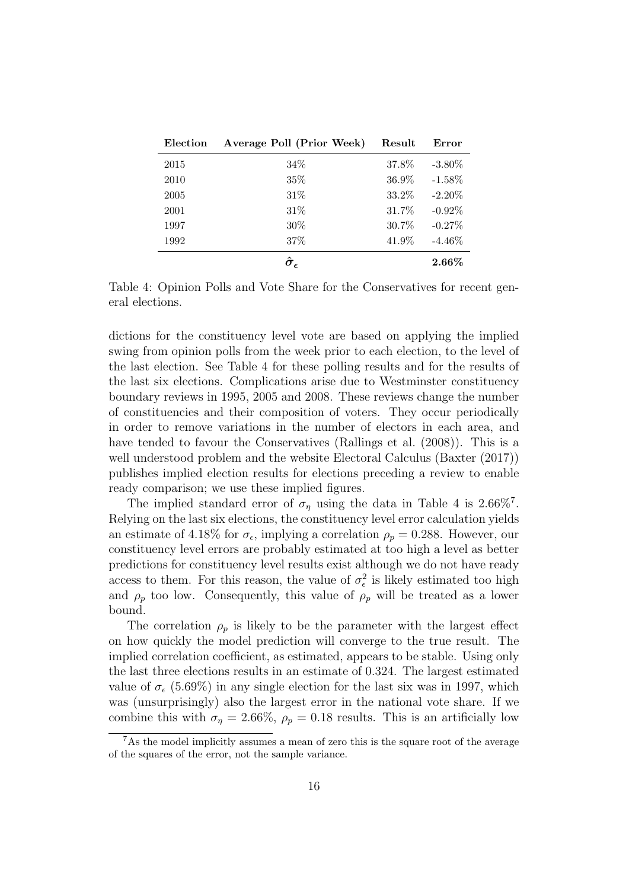| Election | Average Poll (Prior Week) | Result | Error |
|---|---|---|---|
| 2015 | 34% | 37.8% | -3.80% |
| 2010 | 35% | 36.9% | -1.58% |
| 2005 | 31% | 33.2% | -2.20% |
| 2001 | 31% | 31.7% | -0.92% |
| 1997 | 30% | 30.7% | -0.27% |
| 1992 | 37% | 41.9% | -4.46% |
| | $\hat{\boldsymbol{\sigma}}_{\boldsymbol{\epsilon}}$ | | **2.66%** |

Table 4: Opinion Polls and Vote Share for the Conservatives for recent general elections.

dictions for the constituency level vote are based on applying the implied swing from opinion polls from the week prior to each election, to the level of the last election. See Table 4 for these polling results and for the results of the last six elections. Complications arise due to Westminster constituency boundary reviews in 1995, 2005 and 2008. These reviews change the number of constituencies and their composition of voters. They occur periodically in order to remove variations in the number of electors in each area, and have tended to favour the Conservatives (Rallings et al. (2008)). This is a well understood problem and the website Electoral Calculus (Baxter (2017)) publishes implied election results for elections preceding a review to enable ready comparison; we use these implied figures.

The implied standard error of $\sigma_\eta$ using the data in Table 4 is 2.66%[7]. Relying on the last six elections, the constituency level error calculation yields an estimate of 4.18% for $\sigma_\epsilon$, implying a correlation $\rho_p = 0.288$. However, our constituency level errors are probably estimated at too high a level as better predictions for constituency level results exist although we do not have ready access to them. For this reason, the value of $\sigma_\epsilon^2$ is likely estimated too high and $\rho_p$ too low. Consequently, this value of $\rho_p$ will be treated as a lower bound.

The correlation $\rho_p$ is likely to be the parameter with the largest effect on how quickly the model prediction will converge to the true result. The implied correlation coefficient, as estimated, appears to be stable. Using only the last three elections results in an estimate of 0.324. The largest estimated value of $\sigma_\epsilon$ (5.69%) in any single election for the last six was in 1997, which was (unsurprisingly) also the largest error in the national vote share. If we combine this with $\sigma_\eta = 2.66\%$, $\rho_p = 0.18$ results. This is an artificially low

[7] As the model implicitly assumes a mean of zero this is the square root of the average of the squares of the error, not the sample variance.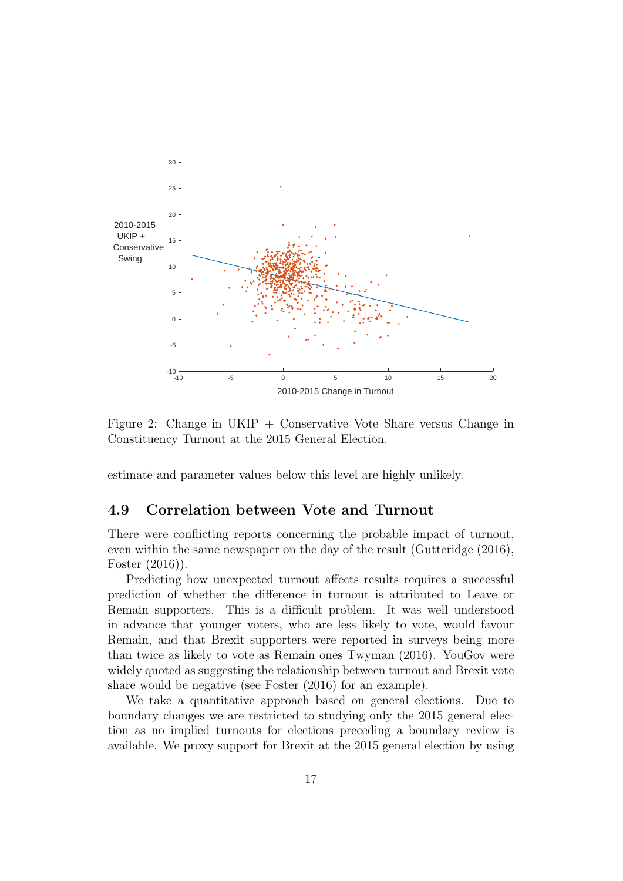Figure 2: Change in UKIP + Conservative Vote Share versus Change in Constituency Turnout at the 2015 General Election.

estimate and parameter values below this level are highly unlikely.

## 4.9 Correlation between Vote and Turnout

There were conflicting reports concerning the probable impact of turnout, even within the same newspaper on the day of the result (Gutteridge (2016), Foster (2016)).

Predicting how unexpected turnout affects results requires a successful prediction of whether the difference in turnout is attributed to Leave or Remain supporters. This is a difficult problem. It was well understood in advance that younger voters, who are less likely to vote, would favour Remain, and that Brexit supporters were reported in surveys being more than twice as likely to vote as Remain ones Twyman (2016). YouGov were widely quoted as suggesting the relationship between turnout and Brexit vote share would be negative (see Foster (2016) for an example).

We take a quantitative approach based on general elections. Due to boundary changes we are restricted to studying only the 2015 general election as no implied turnouts for elections preceding a boundary review is available. We proxy support for Brexit at the 2015 general election by using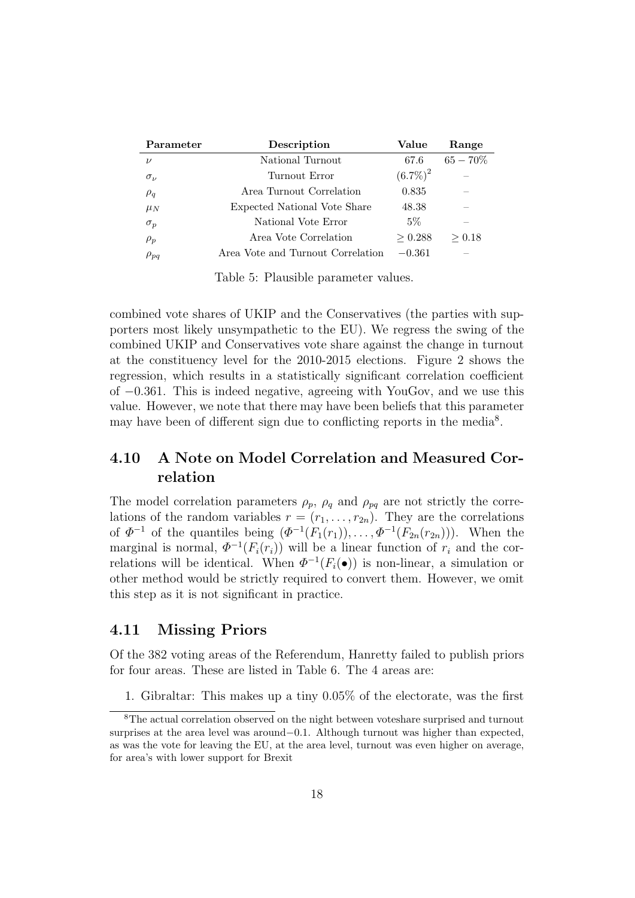| Parameter | Description | Value | Range |
| --- | --- | --- | --- |
| $\nu$ | National Turnout | 67.6 | $65-70\%$ |
| $\sigma_\nu$ | Turnout Error | $(6.7\%)^2$ | – |
| $\rho_q$ | Area Turnout Correlation | 0.835 | – |
| $\mu_N$ | Expected National Vote Share | 48.38 | – |
| $\sigma_p$ | National Vote Error | 5% | – |
| $\rho_p$ | Area Vote Correlation | $\geq 0.288$ | $\geq 0.18$ |
| $\rho_{pq}$ | Area Vote and Turnout Correlation | $-0.361$ | – |

Table 5: Plausible parameter values.

combined vote shares of UKIP and the Conservatives (the parties with supporters most likely unsympathetic to the EU). We regress the swing of the combined UKIP and Conservatives vote share against the change in turnout at the constituency level for the 2010-2015 elections. Figure 2 shows the regression, which results in a statistically significant correlation coefficient of $-0.361$. This is indeed negative, agreeing with YouGov, and we use this value. However, we note that there may have been beliefs that this parameter may have been of different sign due to conflicting reports in the media[8].

## 4.10 A Note on Model Correlation and Measured Correlation

The model correlation parameters $\rho_p$, $\rho_q$ and $\rho_{pq}$ are not strictly the correlations of the random variables $r = (r_1, \ldots, r_{2n})$. They are the correlations of $\Phi^{-1}$ of the quantiles being $(\Phi^{-1}(F_1(r_1)), \ldots, \Phi^{-1}(F_{2n}(r_{2n})))$. When the marginal is normal, $\Phi^{-1}(F_i(r_i))$ will be a linear function of $r_i$ and the correlations will be identical. When $\Phi^{-1}(F_i(\bullet))$ is non-linear, a simulation or other method would be strictly required to convert them. However, we omit this step as it is not significant in practice.

## 4.11 Missing Priors

Of the 382 voting areas of the Referendum, Hanretty failed to publish priors for four areas. These are listed in Table 6. The 4 areas are:

1. Gibraltar: This makes up a tiny 0.05% of the electorate, was the first

[8] The actual correlation observed on the night between voteshare surprised and turnout surprises at the area level was around $-0.1$. Although turnout was higher than expected, as was the vote for leaving the EU, at the area level, turnout was even higher on average, for area's with lower support for Brexit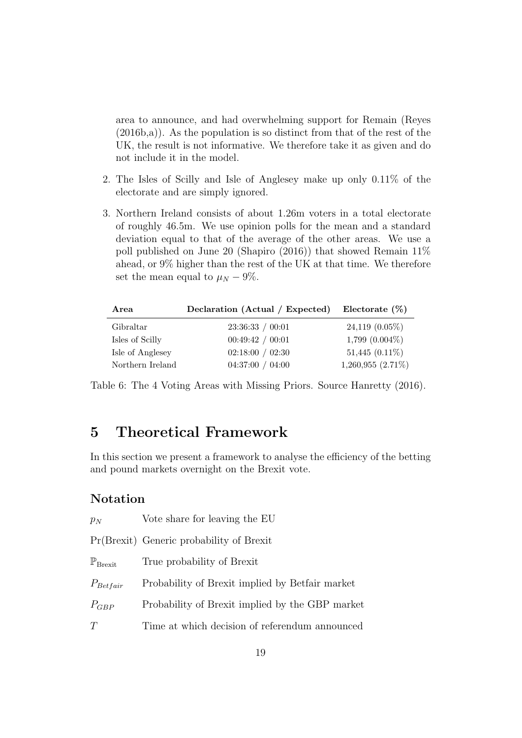area to announce, and had overwhelming support for Remain (Reyes (2016b,a)). As the population is so distinct from that of the rest of the UK, the result is not informative. We therefore take it as given and do not include it in the model.

2. The Isles of Scilly and Isle of Anglesey make up only 0.11% of the electorate and are simply ignored.

3. Northern Ireland consists of about 1.26m voters in a total electorate of roughly 46.5m. We use opinion polls for the mean and a standard deviation equal to that of the average of the other areas. We use a poll published on June 20 (Shapiro (2016)) that showed Remain 11% ahead, or 9% higher than the rest of the UK at that time. We therefore set the mean equal to $\mu_N - 9\%$.

| **Area** | **Declaration (Actual / Expected)** | **Electorate (%)** |
|---|---|---|
| Gibraltar | 23:36:33 / 00:01 | 24,119 (0.05%) |
| Isles of Scilly | 00:49:42 / 00:01 | 1,799 (0.004%) |
| Isle of Anglesey | 02:18:00 / 02:30 | 51,445 (0.11%) |
| Northern Ireland | 04:37:00 / 04:00 | 1,260,955 (2.71%) |

Table 6: The 4 Voting Areas with Missing Priors. Source Hanretty (2016).

# 5 Theoretical Framework

In this section we present a framework to analyse the efficiency of the betting and pound markets overnight on the Brexit vote.

## Notation

| | |
|---|---|
| $p_N$ | Vote share for leaving the EU |
| Pr(Brexit) | Generic probability of Brexit |
| $\mathbb{P}_{\text{Brexit}}$ | True probability of Brexit |
| $P_{Betfair}$ | Probability of Brexit implied by Betfair market |
| $P_{GBP}$ | Probability of Brexit implied by the GBP market |
| $T$ | Time at which decision of referendum announced |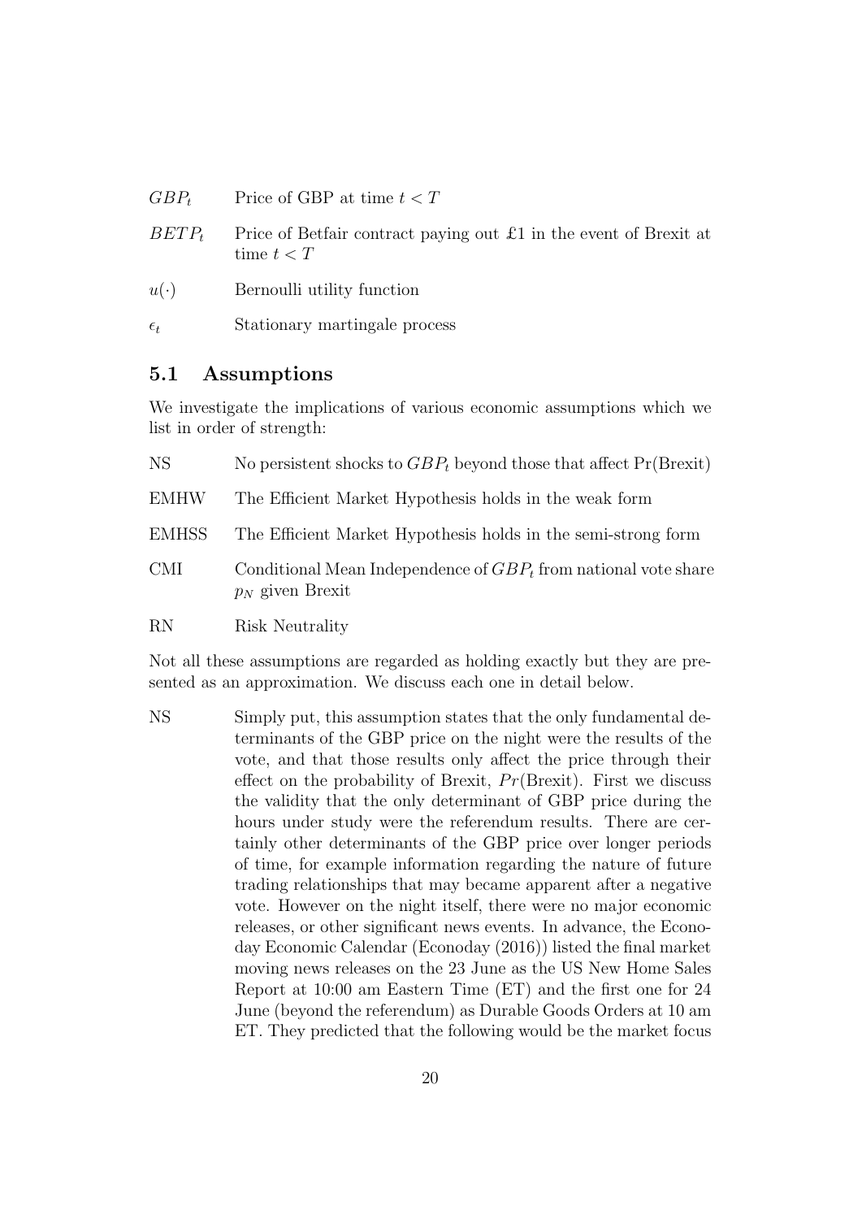| | |
|---|---|
| $GBP_t$ | Price of GBP at time $t < T$ |
| $BETP_t$ | Price of Betfair contract paying out £1 in the event of Brexit at time $t < T$ |
| $u(\cdot)$ | Bernoulli utility function |
| $\epsilon_t$ | Stationary martingale process |

## 5.1 Assumptions

We investigate the implications of various economic assumptions which we list in order of strength:

| | |
|---|---|
| NS | No persistent shocks to $GBP_t$ beyond those that affect Pr(Brexit) |
| EMHW | The Efficient Market Hypothesis holds in the weak form |
| EMHSS | The Efficient Market Hypothesis holds in the semi-strong form |
| CMI | Conditional Mean Independence of $GBP_t$ from national vote share $p_N$ given Brexit |
| RN | Risk Neutrality |

Not all these assumptions are regarded as holding exactly but they are presented as an approximation. We discuss each one in detail below.

NS — Simply put, this assumption states that the only fundamental determinants of the GBP price on the night were the results of the vote, and that those results only affect the price through their effect on the probability of Brexit, $Pr(\text{Brexit})$. First we discuss the validity that the only determinant of GBP price during the hours under study were the referendum results. There are certainly other determinants of the GBP price over longer periods of time, for example information regarding the nature of future trading relationships that may became apparent after a negative vote. However on the night itself, there were no major economic releases, or other significant news events. In advance, the Econoday Economic Calendar (Econoday (2016)) listed the final market moving news releases on the 23 June as the US New Home Sales Report at 10:00 am Eastern Time (ET) and the first one for 24 June (beyond the referendum) as Durable Goods Orders at 10 am ET. They predicted that the following would be the market focus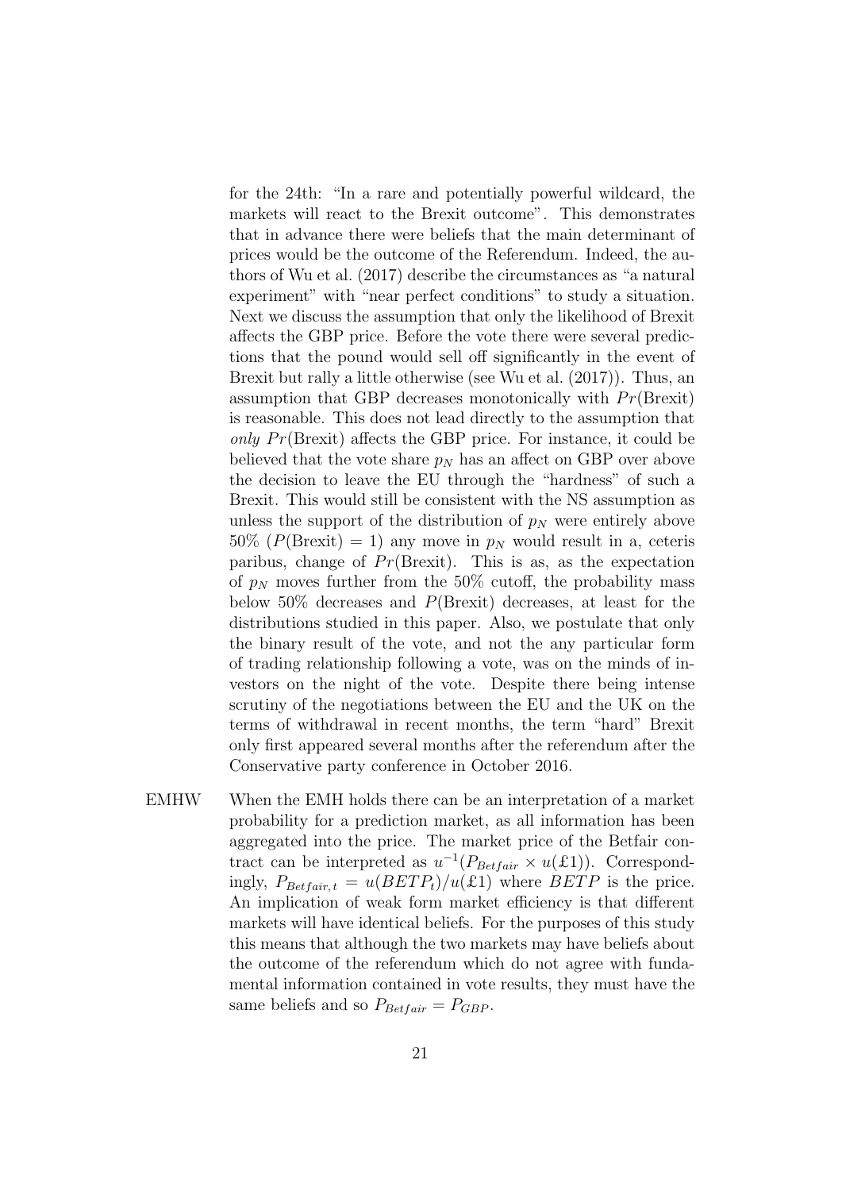for the 24th: "In a rare and potentially powerful wildcard, the markets will react to the Brexit outcome". This demonstrates that in advance there were beliefs that the main determinant of prices would be the outcome of the Referendum. Indeed, the authors of Wu et al. (2017) describe the circumstances as "a natural experiment" with "near perfect conditions" to study a situation. Next we discuss the assumption that only the likelihood of Brexit affects the GBP price. Before the vote there were several predictions that the pound would sell off significantly in the event of Brexit but rally a little otherwise (see Wu et al. (2017)). Thus, an assumption that GBP decreases monotonically with $Pr(\text{Brexit})$ is reasonable. This does not lead directly to the assumption that *only* $Pr(\text{Brexit})$ affects the GBP price. For instance, it could be believed that the vote share $p_N$ has an affect on GBP over above the decision to leave the EU through the "hardness" of such a Brexit. This would still be consistent with the NS assumption as unless the support of the distribution of $p_N$ were entirely above 50% ($P(\text{Brexit}) = 1$) any move in $p_N$ would result in a, ceteris paribus, change of $Pr(\text{Brexit})$. This is as, as the expectation of $p_N$ moves further from the 50% cutoff, the probability mass below 50% decreases and $P(\text{Brexit})$ decreases, at least for the distributions studied in this paper. Also, we postulate that only the binary result of the vote, and not the any particular form of trading relationship following a vote, was on the minds of investors on the night of the vote. Despite there being intense scrutiny of the negotiations between the EU and the UK on the terms of withdrawal in recent months, the term "hard" Brexit only first appeared several months after the referendum after the Conservative party conference in October 2016.

EMHW When the EMH holds there can be an interpretation of a market probability for a prediction market, as all information has been aggregated into the price. The market price of the Betfair contract can be interpreted as $u^{-1}(P_{Betfair} \times u(£1))$. Correspondingly, $P_{Betfair,t} = u(BETP_t)/u(£1)$ where $BETP$ is the price. An implication of weak form market efficiency is that different markets will have identical beliefs. For the purposes of this study this means that although the two markets may have beliefs about the outcome of the referendum which do not agree with fundamental information contained in vote results, they must have the same beliefs and so $P_{Betfair} = P_{GBP}$.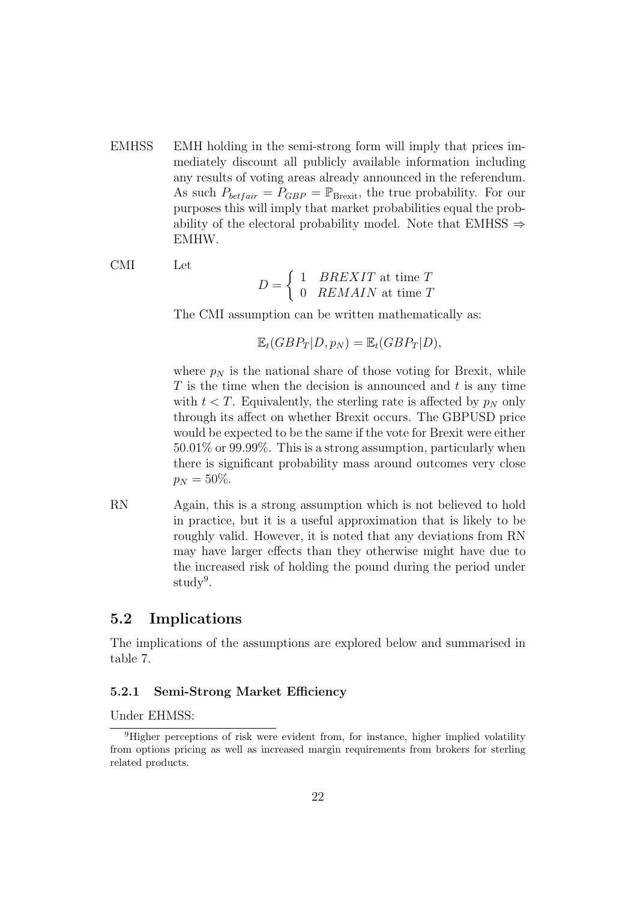EMHSS EMH holding in the semi-strong form will imply that prices immediately discount all publicly available information including any results of voting areas already announced in the referendum. As such $P_{betfair} = P_{GBP} = \mathbb{P}_{\text{Brexit}}$, the true probability. For our purposes this will imply that market probabilities equal the probability of the electoral probability model. Note that EMHSS $\Rightarrow$ EMHW.

CMI Let

$$D = \begin{cases} 1 & BREXIT \text{ at time } T \\ 0 & REMAIN \text{ at time } T \end{cases}$$

The CMI assumption can be written mathematically as:

$$\mathbb{E}_t(GBP_T|D, p_N) = \mathbb{E}_t(GBP_T|D),$$

where $p_N$ is the national share of those voting for Brexit, while $T$ is the time when the decision is announced and $t$ is any time with $t < T$. Equivalently, the sterling rate is affected by $p_N$ only through its affect on whether Brexit occurs. The GBPUSD price would be expected to be the same if the vote for Brexit were either 50.01% or 99.99%. This is a strong assumption, particularly when there is significant probability mass around outcomes very close $p_N = 50\%$.

RN Again, this is a strong assumption which is not believed to hold in practice, but it is a useful approximation that is likely to be roughly valid. However, it is noted that any deviations from RN may have larger effects than they otherwise might have due to the increased risk of holding the pound during the period under study[9].

## 5.2 Implications

The implications of the assumptions are explored below and summarised in table 7.

### 5.2.1 Semi-Strong Market Efficiency

Under EHMSS:

[9] Higher perceptions of risk were evident from, for instance, higher implied volatility from options pricing as well as increased margin requirements from brokers for sterling related products.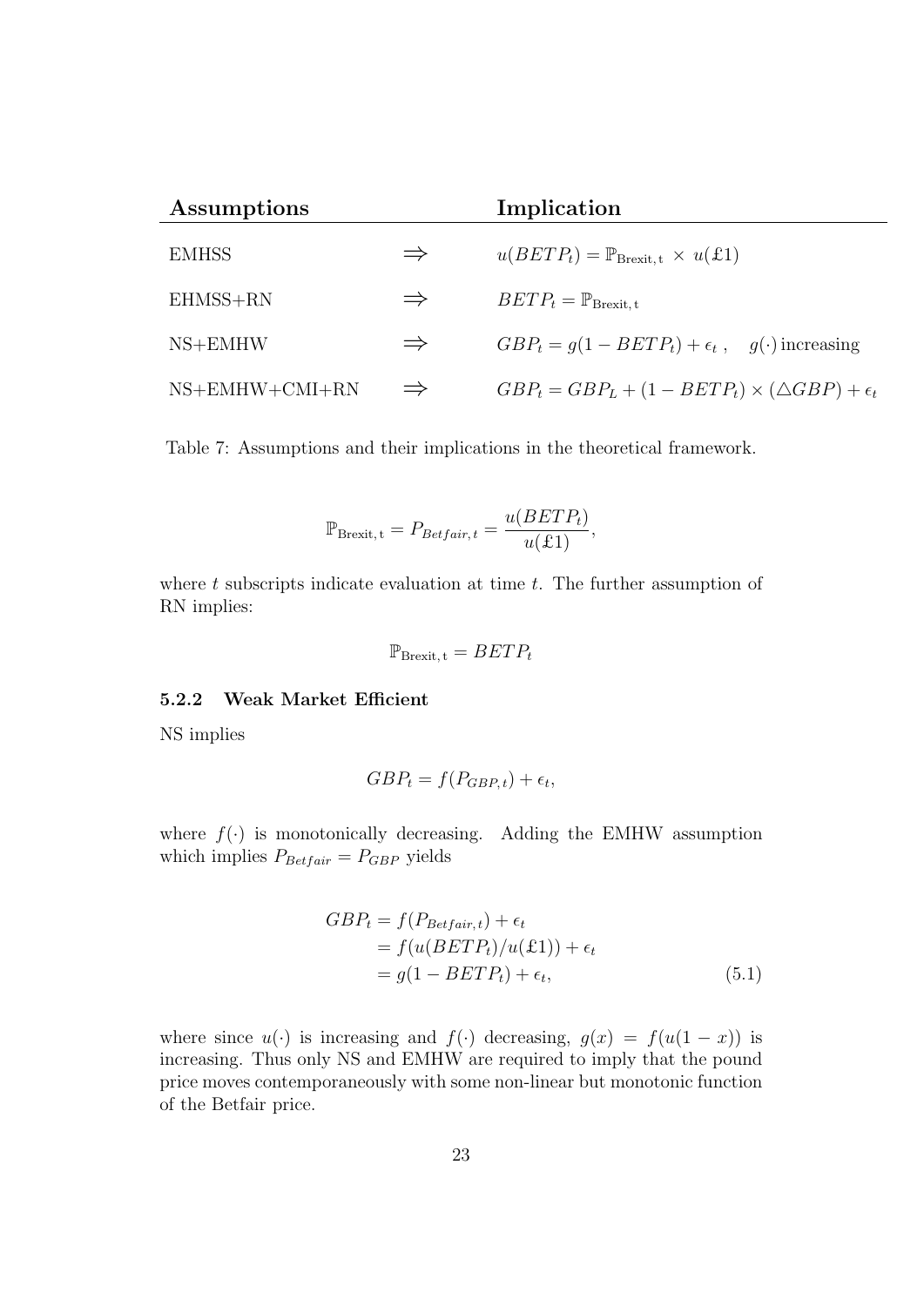| Assumptions | | Implication |
|---|---|---|
| EMHSS | $\Rightarrow$ | $u(BETP_t) = \mathbb{P}_{\text{Brexit, t}} \times u(£1)$ |
| EHMSS+RN | $\Rightarrow$ | $BETP_t = \mathbb{P}_{\text{Brexit, t}}$ |
| NS+EMHW | $\Rightarrow$ | $GBP_t = g(1 - BETP_t) + \epsilon_t$ , $g(\cdot)$ increasing |
| NS+EMHW+CMI+RN | $\Rightarrow$ | $GBP_t = GBP_L + (1 - BETP_t) \times (\triangle GBP) + \epsilon_t$ |

Table 7: Assumptions and their implications in the theoretical framework.

$$\mathbb{P}_{\text{Brexit, t}} = P_{Betfair,t} = \frac{u(BETP_t)}{u(£1)},$$

where $t$ subscripts indicate evaluation at time $t$. The further assumption of RN implies:

$$\mathbb{P}_{\text{Brexit, t}} = BETP_t$$

### 5.2.2 Weak Market Efficient

NS implies

$$GBP_t = f(P_{GBP,t}) + \epsilon_t,$$

where $f(\cdot)$ is monotonically decreasing. Adding the EMHW assumption which implies $P_{Betfair} = P_{GBP}$ yields

$$\begin{aligned} GBP_t &= f(P_{Betfair,t}) + \epsilon_t \\ &= f(u(BETP_t)/u(£1)) + \epsilon_t \\ &= g(1 - BETP_t) + \epsilon_t, \end{aligned} \tag{5.1}$$

where since $u(\cdot)$ is increasing and $f(\cdot)$ decreasing, $g(x) = f(u(1 - x))$ is increasing. Thus only NS and EMHW are required to imply that the pound price moves contemporaneously with some non-linear but monotonic function of the Betfair price.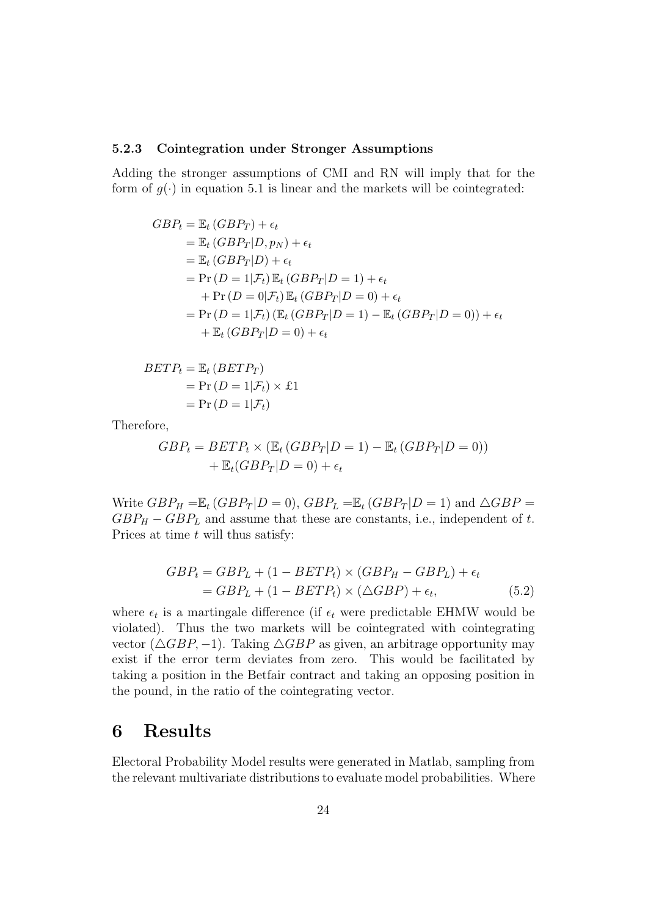### 5.2.3 Cointegration under Stronger Assumptions

Adding the stronger assumptions of CMI and RN will imply that for the form of $g(\cdot)$ in equation 5.1 is linear and the markets will be cointegrated:

$$
\begin{aligned}
GBP_t &= \mathbb{E}_t\left(GBP_T\right) + \epsilon_t \\
&= \mathbb{E}_t\left(GBP_T | D, p_N\right) + \epsilon_t \\
&= \mathbb{E}_t\left(GBP_T | D\right) + \epsilon_t \\
&= \Pr\left(D = 1 | \mathcal{F}_t\right) \mathbb{E}_t\left(GBP_T | D = 1\right) + \epsilon_t \\
&\quad + \Pr\left(D = 0 | \mathcal{F}_t\right) \mathbb{E}_t\left(GBP_T | D = 0\right) + \epsilon_t \\
&= \Pr\left(D = 1 | \mathcal{F}_t\right) \left(\mathbb{E}_t\left(GBP_T | D = 1\right) - \mathbb{E}_t\left(GBP_T | D = 0\right)\right) + \epsilon_t \\
&\quad + \mathbb{E}_t\left(GBP_T | D = 0\right) + \epsilon_t
\end{aligned}
$$

$$
\begin{aligned}
BETP_t &= \mathbb{E}_t\left(BETP_T\right) \\
&= \Pr\left(D = 1 | \mathcal{F}_t\right) \times £1 \\
&= \Pr\left(D = 1 | \mathcal{F}_t\right)
\end{aligned}
$$

Therefore,

$$
\begin{aligned}
GBP_t = BETP_t &\times \left(\mathbb{E}_t\left(GBP_T | D = 1\right) - \mathbb{E}_t\left(GBP_T | D = 0\right)\right) \\
&+ \mathbb{E}_t(GBP_T | D = 0) + \epsilon_t
\end{aligned}
$$

Write $GBP_H = \mathbb{E}_t\left(GBP_T | D = 0\right)$, $GBP_L = \mathbb{E}_t\left(GBP_T | D = 1\right)$ and $\triangle GBP = GBP_H - GBP_L$ and assume that these are constants, i.e., independent of $t$. Prices at time $t$ will thus satisfy:

$$
\begin{aligned}
GBP_t &= GBP_L + (1 - BETP_t) \times (GBP_H - GBP_L) + \epsilon_t \\
&= GBP_L + (1 - BETP_t) \times (\triangle GBP) + \epsilon_t, \qquad (5.2)
\end{aligned}
$$

where $\epsilon_t$ is a martingale difference (if $\epsilon_t$ were predictable EHMW would be violated). Thus the two markets will be cointegrated with cointegrating vector $(\triangle GBP, -1)$. Taking $\triangle GBP$ as given, an arbitrage opportunity may exist if the error term deviates from zero. This would be facilitated by taking a position in the Betfair contract and taking an opposing position in the pound, in the ratio of the cointegrating vector.

# 6 Results

Electoral Probability Model results were generated in Matlab, sampling from the relevant multivariate distributions to evaluate model probabilities. Where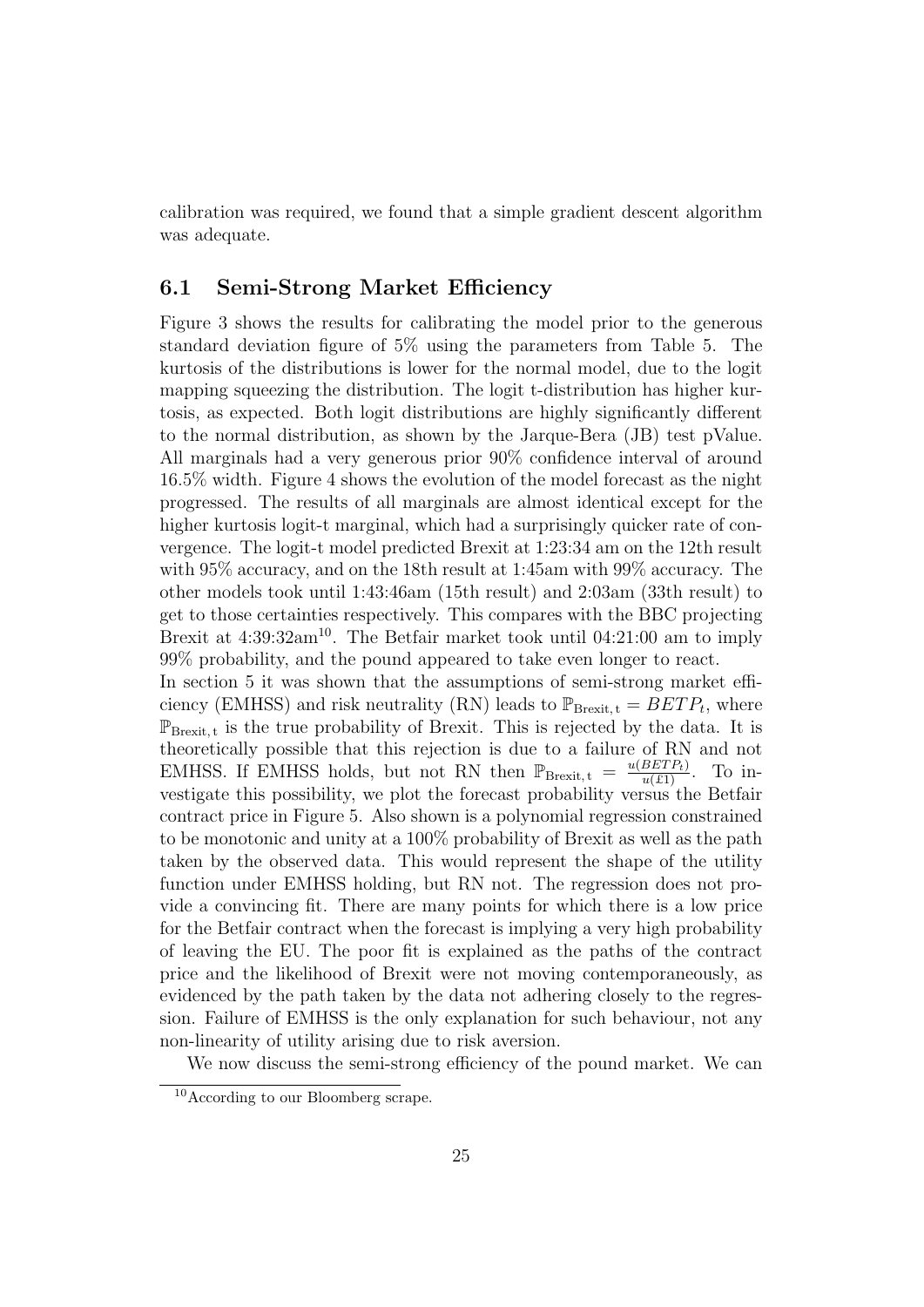calibration was required, we found that a simple gradient descent algorithm was adequate.

## 6.1 Semi-Strong Market Efficiency

Figure 3 shows the results for calibrating the model prior to the generous standard deviation figure of 5% using the parameters from Table 5. The kurtosis of the distributions is lower for the normal model, due to the logit mapping squeezing the distribution. The logit t-distribution has higher kurtosis, as expected. Both logit distributions are highly significantly different to the normal distribution, as shown by the Jarque-Bera (JB) test pValue. All marginals had a very generous prior 90% confidence interval of around 16.5% width. Figure 4 shows the evolution of the model forecast as the night progressed. The results of all marginals are almost identical except for the higher kurtosis logit-t marginal, which had a surprisingly quicker rate of convergence. The logit-t model predicted Brexit at 1:23:34 am on the 12th result with 95% accuracy, and on the 18th result at 1:45am with 99% accuracy. The other models took until 1:43:46am (15th result) and 2:03am (33th result) to get to those certainties respectively. This compares with the BBC projecting Brexit at 4:39:32am[10]. The Betfair market took until 04:21:00 am to imply 99% probability, and the pound appeared to take even longer to react.

In section 5 it was shown that the assumptions of semi-strong market efficiency (EMHSS) and risk neutrality (RN) leads to $\mathbb{P}_{\text{Brexit, t}} = BETP_t$, where $\mathbb{P}_{\text{Brexit, t}}$ is the true probability of Brexit. This is rejected by the data. It is theoretically possible that this rejection is due to a failure of RN and not EMHSS. If EMHSS holds, but not RN then $\mathbb{P}_{\text{Brexit, t}} = \frac{u(BETP_t)}{u(£1)}$. To investigate this possibility, we plot the forecast probability versus the Betfair contract price in Figure 5. Also shown is a polynomial regression constrained to be monotonic and unity at a 100% probability of Brexit as well as the path taken by the observed data. This would represent the shape of the utility function under EMHSS holding, but RN not. The regression does not provide a convincing fit. There are many points for which there is a low price for the Betfair contract when the forecast is implying a very high probability of leaving the EU. The poor fit is explained as the paths of the contract price and the likelihood of Brexit were not moving contemporaneously, as evidenced by the path taken by the data not adhering closely to the regression. Failure of EMHSS is the only explanation for such behaviour, not any non-linearity of utility arising due to risk aversion.

We now discuss the semi-strong efficiency of the pound market. We can

[10] According to our Bloomberg scrape.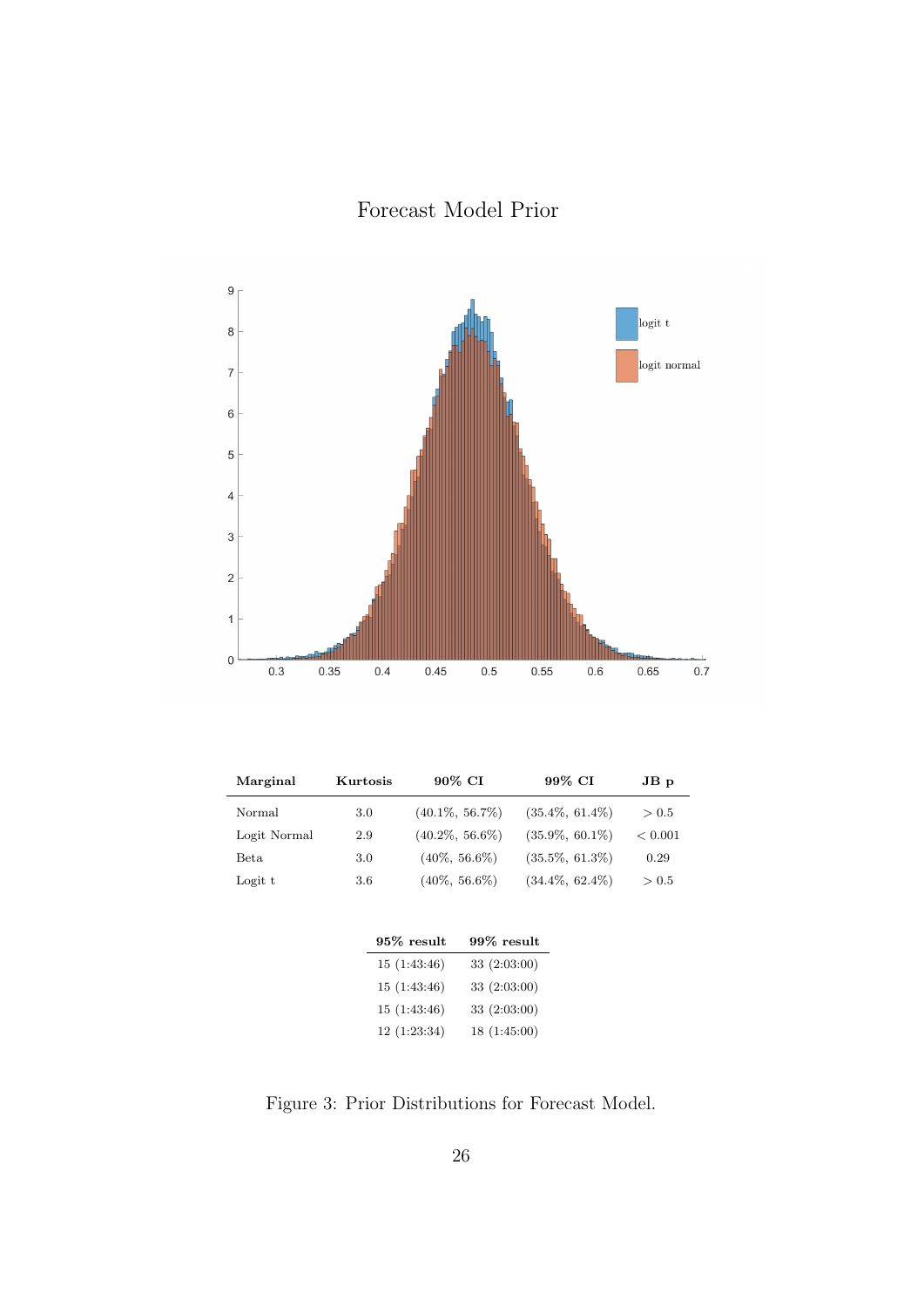Forecast Model Prior

| Marginal | Kurtosis | 90% CI | 99% CI | JB p |
|---|---|---|---|---|
| Normal | 3.0 | (40.1%, 56.7%) | (35.4%, 61.4%) | > 0.5 |
| Logit Normal | 2.9 | (40.2%, 56.6%) | (35.9%, 60.1%) | < 0.001 |
| Beta | 3.0 | (40%, 56.6%) | (35.5%, 61.3%) | 0.29 |
| Logit t | 3.6 | (40%, 56.6%) | (34.4%, 62.4%) | > 0.5 |

| 95% result | 99% result |
|---|---|
| 15 (1:43:46) | 33 (2:03:00) |
| 15 (1:43:46) | 33 (2:03:00) |
| 15 (1:43:46) | 33 (2:03:00) |
| 12 (1:23:34) | 18 (1:45:00) |

Figure 3: Prior Distributions for Forecast Model.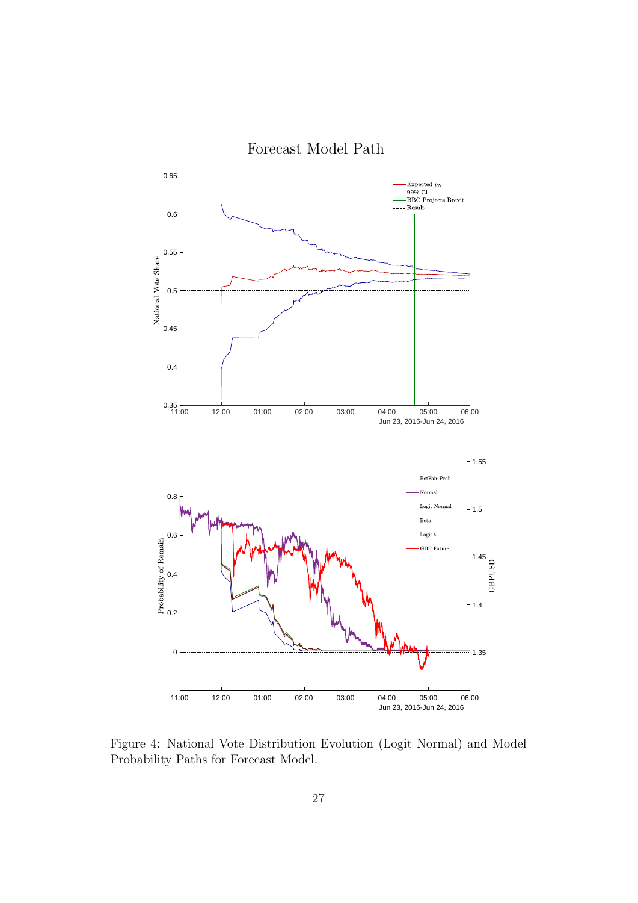Figure 4: National Vote Distribution Evolution (Logit Normal) and Model Probability Paths for Forecast Model.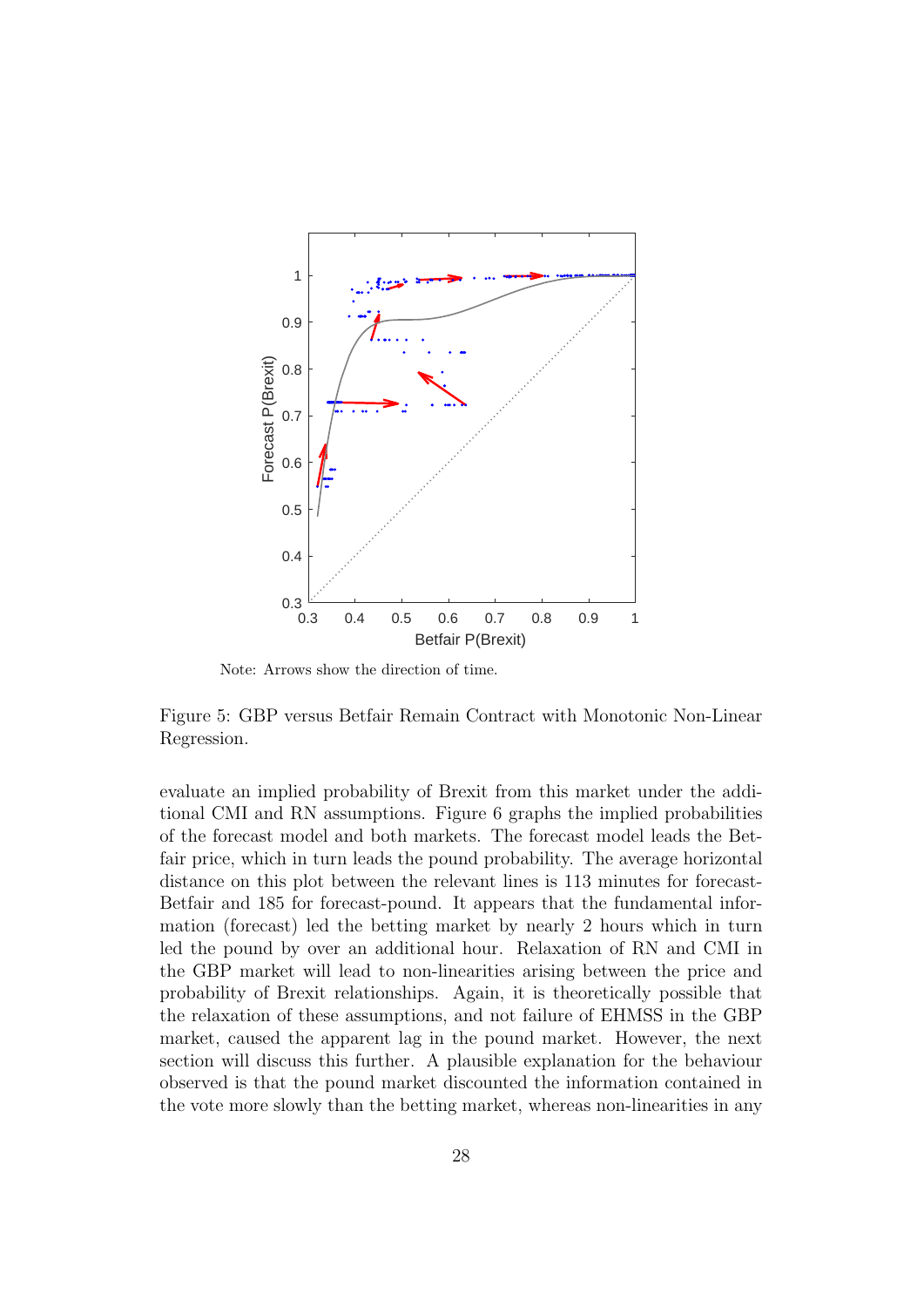Note: Arrows show the direction of time.

Figure 5: GBP versus Betfair Remain Contract with Monotonic Non-Linear Regression.

evaluate an implied probability of Brexit from this market under the additional CMI and RN assumptions. Figure 6 graphs the implied probabilities of the forecast model and both markets. The forecast model leads the Betfair price, which in turn leads the pound probability. The average horizontal distance on this plot between the relevant lines is 113 minutes for forecast-Betfair and 185 for forecast-pound. It appears that the fundamental information (forecast) led the betting market by nearly 2 hours which in turn led the pound by over an additional hour. Relaxation of RN and CMI in the GBP market will lead to non-linearities arising between the price and probability of Brexit relationships. Again, it is theoretically possible that the relaxation of these assumptions, and not failure of EHMSS in the GBP market, caused the apparent lag in the pound market. However, the next section will discuss this further. A plausible explanation for the behaviour observed is that the pound market discounted the information contained in the vote more slowly than the betting market, whereas non-linearities in any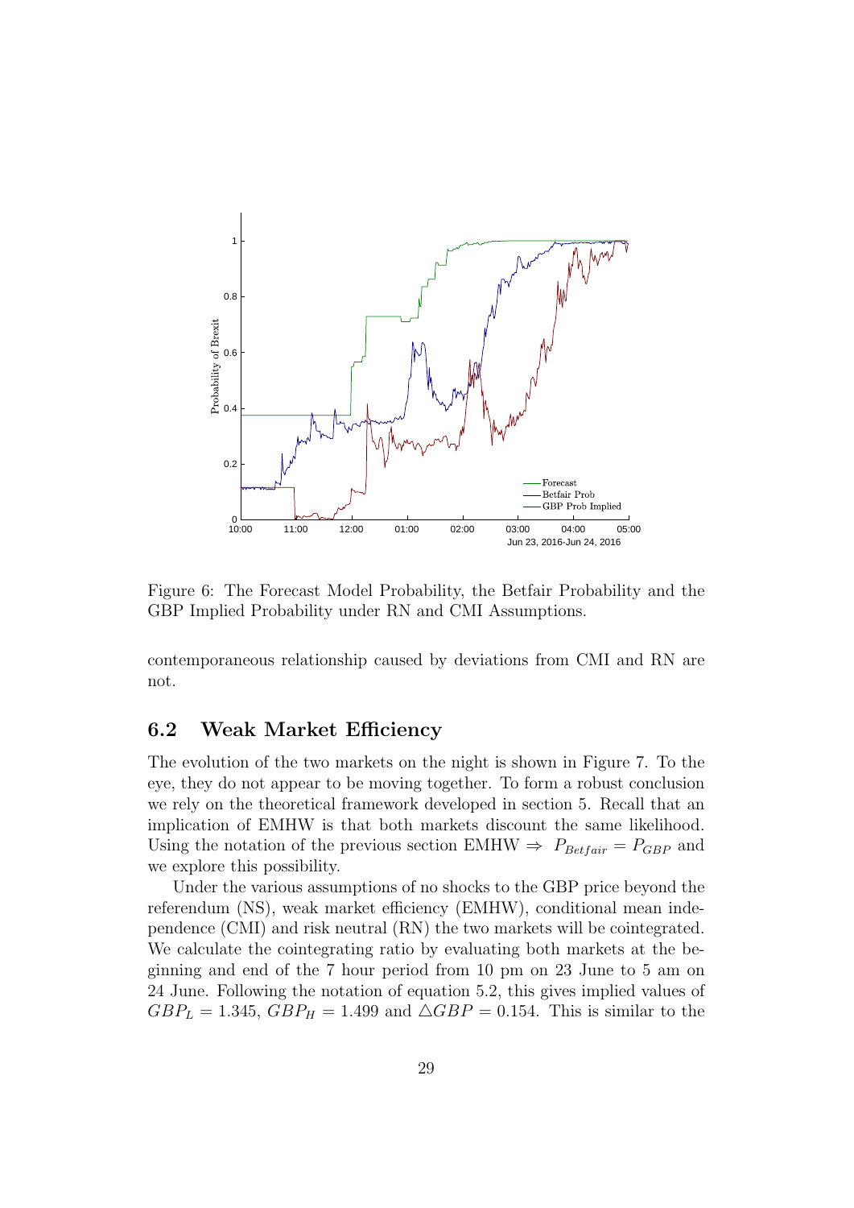Figure 6: The Forecast Model Probability, the Betfair Probability and the GBP Implied Probability under RN and CMI Assumptions.

contemporaneous relationship caused by deviations from CMI and RN are not.

## 6.2 Weak Market Efficiency

The evolution of the two markets on the night is shown in Figure 7. To the eye, they do not appear to be moving together. To form a robust conclusion we rely on the theoretical framework developed in section 5. Recall that an implication of EMHW is that both markets discount the same likelihood. Using the notation of the previous section EMHW $\Rightarrow$ $P_{Betfair} = P_{GBP}$ and we explore this possibility.

Under the various assumptions of no shocks to the GBP price beyond the referendum (NS), weak market efficiency (EMHW), conditional mean independence (CMI) and risk neutral (RN) the two markets will be cointegrated. We calculate the cointegrating ratio by evaluating both markets at the beginning and end of the 7 hour period from 10 pm on 23 June to 5 am on 24 June. Following the notation of equation 5.2, this gives implied values of $GBP_L = 1.345$, $GBP_H = 1.499$ and $\triangle GBP = 0.154$. This is similar to the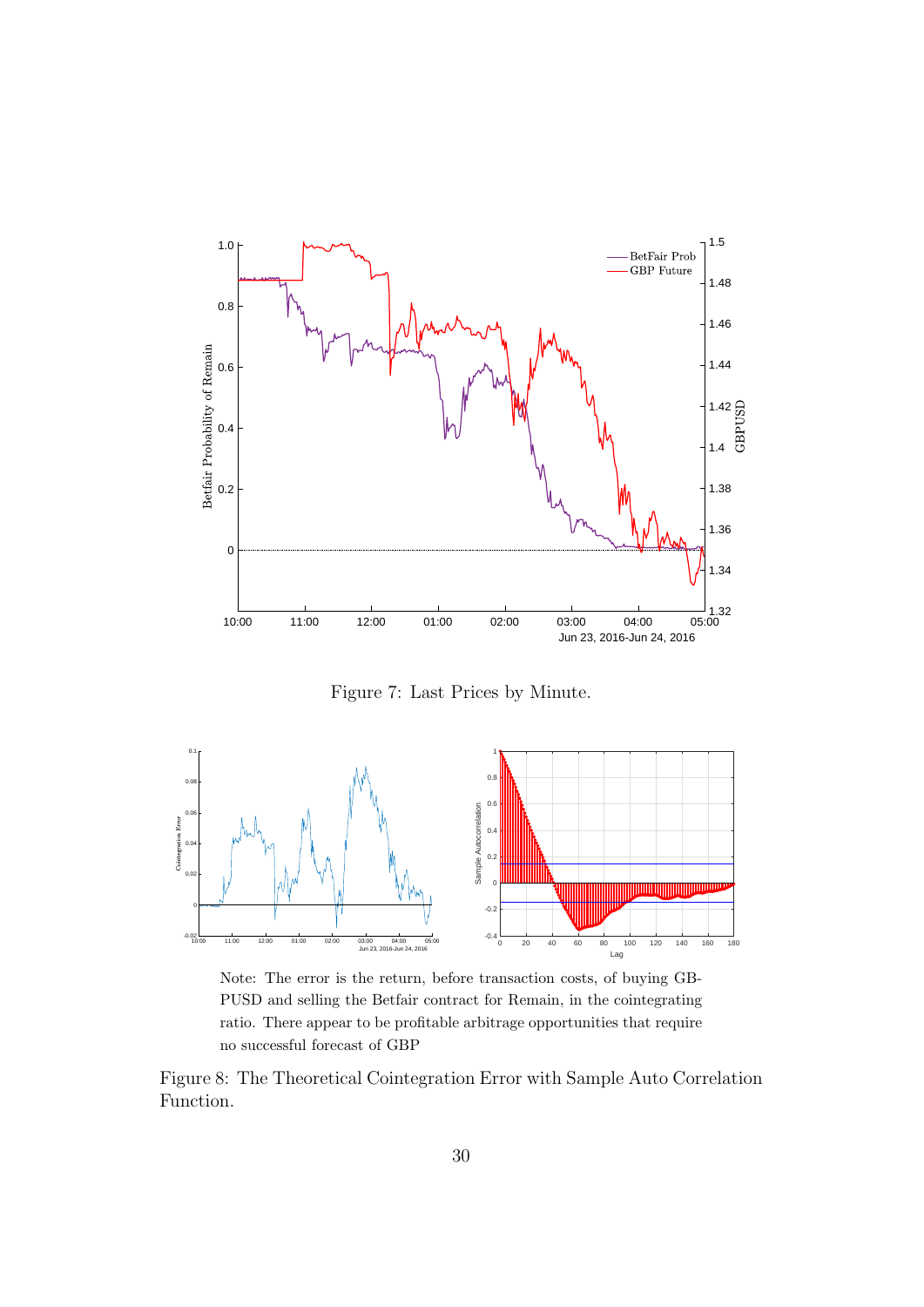Figure 7: Last Prices by Minute.

Note: The error is the return, before transaction costs, of buying GBPUSD and selling the Betfair contract for Remain, in the cointegrating ratio. There appear to be profitable arbitrage opportunities that require no successful forecast of GBP

Figure 8: The Theoretical Cointegration Error with Sample Auto Correlation Function.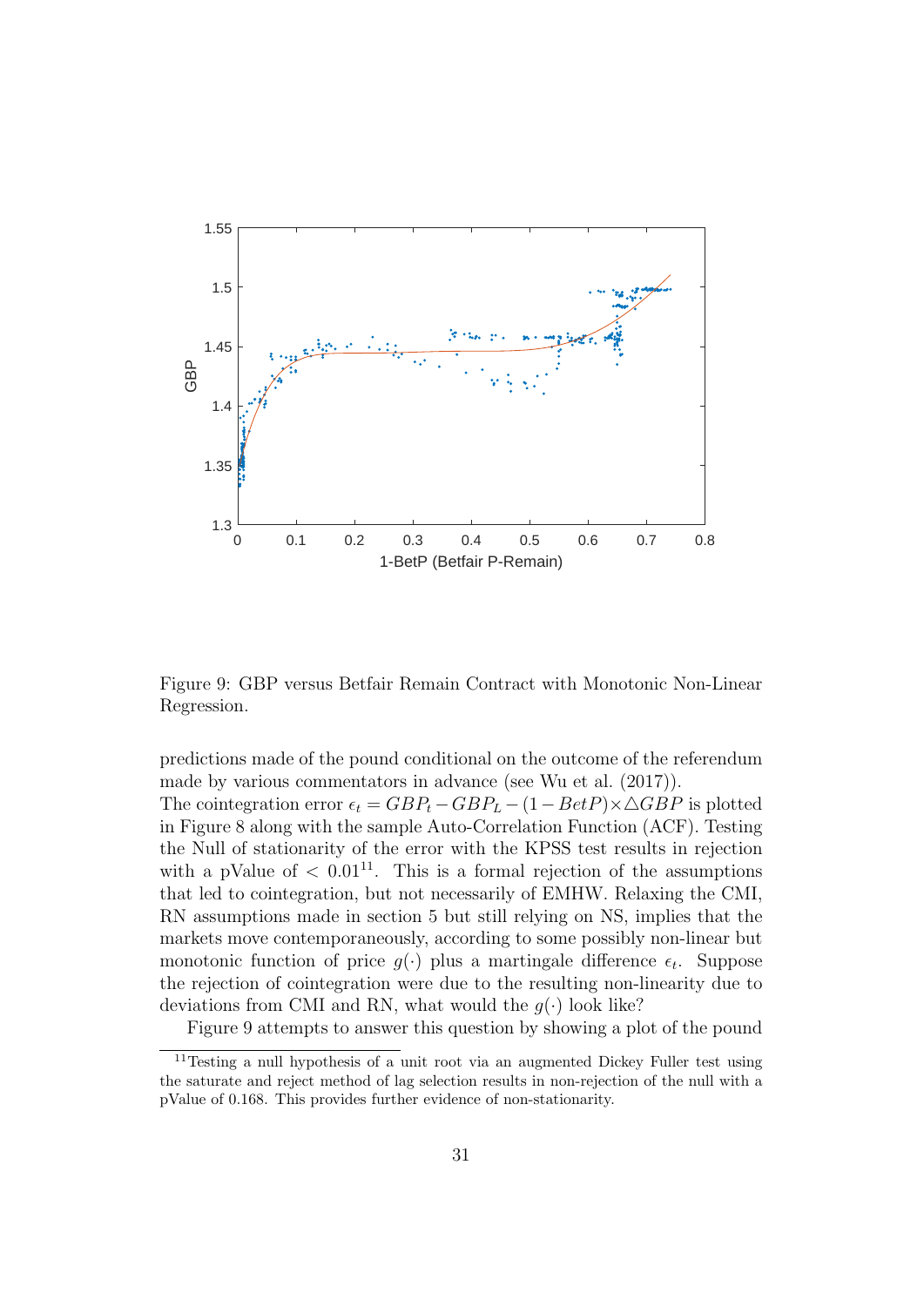Figure 9: GBP versus Betfair Remain Contract with Monotonic Non-Linear Regression.

predictions made of the pound conditional on the outcome of the referendum made by various commentators in advance (see Wu et al. (2017)).

The cointegration error $\epsilon_t = GBP_t - GBP_L - (1 - BetP) \times \triangle GBP$ is plotted in Figure 8 along with the sample Auto-Correlation Function (ACF). Testing the Null of stationarity of the error with the KPSS test results in rejection with a pValue of $< 0.01$[11]. This is a formal rejection of the assumptions that led to cointegration, but not necessarily of EMHW. Relaxing the CMI, RN assumptions made in section 5 but still relying on NS, implies that the markets move contemporaneously, according to some possibly non-linear but monotonic function of price $g(\cdot)$ plus a martingale difference $\epsilon_t$. Suppose the rejection of cointegration were due to the resulting non-linearity due to deviations from CMI and RN, what would the $g(\cdot)$ look like?

Figure 9 attempts to answer this question by showing a plot of the pound

[11]Testing a null hypothesis of a unit root via an augmented Dickey Fuller test using the saturate and reject method of lag selection results in non-rejection of the null with a pValue of 0.168. This provides further evidence of non-stationarity.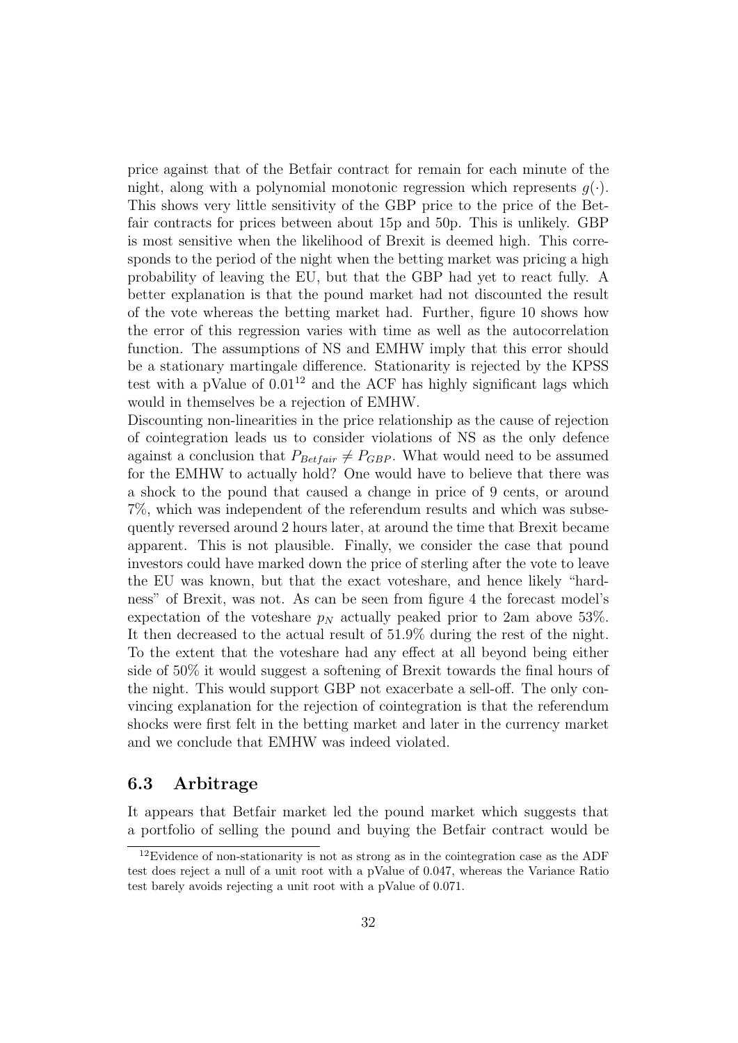price against that of the Betfair contract for remain for each minute of the night, along with a polynomial monotonic regression which represents $g(\cdot)$. This shows very little sensitivity of the GBP price to the price of the Betfair contracts for prices between about 15p and 50p. This is unlikely. GBP is most sensitive when the likelihood of Brexit is deemed high. This corresponds to the period of the night when the betting market was pricing a high probability of leaving the EU, but that the GBP had yet to react fully. A better explanation is that the pound market had not discounted the result of the vote whereas the betting market had. Further, figure 10 shows how the error of this regression varies with time as well as the autocorrelation function. The assumptions of NS and EMHW imply that this error should be a stationary martingale difference. Stationarity is rejected by the KPSS test with a pValue of 0.01[12] and the ACF has highly significant lags which would in themselves be a rejection of EMHW.

Discounting non-linearities in the price relationship as the cause of rejection of cointegration leads us to consider violations of NS as the only defence against a conclusion that $P_{Betfair} \neq P_{GBP}$. What would need to be assumed for the EMHW to actually hold? One would have to believe that there was a shock to the pound that caused a change in price of 9 cents, or around 7%, which was independent of the referendum results and which was subsequently reversed around 2 hours later, at around the time that Brexit became apparent. This is not plausible. Finally, we consider the case that pound investors could have marked down the price of sterling after the vote to leave the EU was known, but that the exact voteshare, and hence likely "hardness" of Brexit, was not. As can be seen from figure 4 the forecast model's expectation of the voteshare $p_N$ actually peaked prior to 2am above 53%. It then decreased to the actual result of 51.9% during the rest of the night. To the extent that the voteshare had any effect at all beyond being either side of 50% it would suggest a softening of Brexit towards the final hours of the night. This would support GBP not exacerbate a sell-off. The only convincing explanation for the rejection of cointegration is that the referendum shocks were first felt in the betting market and later in the currency market and we conclude that EMHW was indeed violated.

## 6.3 Arbitrage

It appears that Betfair market led the pound market which suggests that a portfolio of selling the pound and buying the Betfair contract would be

[12] Evidence of non-stationarity is not as strong as in the cointegration case as the ADF test does reject a null of a unit root with a pValue of 0.047, whereas the Variance Ratio test barely avoids rejecting a unit root with a pValue of 0.071.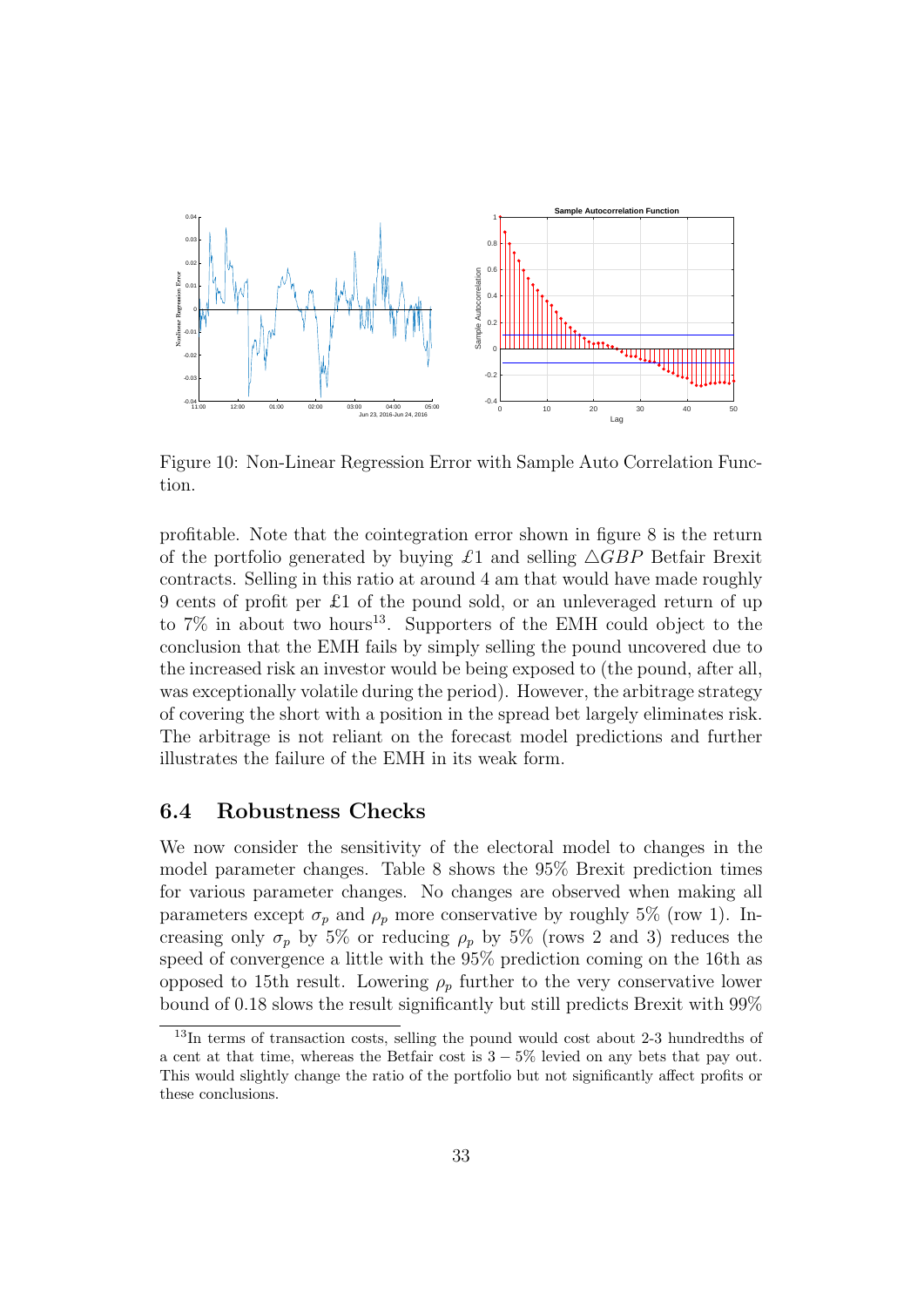Figure 10: Non-Linear Regression Error with Sample Auto Correlation Function.

profitable. Note that the cointegration error shown in figure 8 is the return of the portfolio generated by buying £1 and selling $\triangle GBP$ Betfair Brexit contracts. Selling in this ratio at around 4 am that would have made roughly 9 cents of profit per £1 of the pound sold, or an unleveraged return of up to 7% in about two hours[13]. Supporters of the EMH could object to the conclusion that the EMH fails by simply selling the pound uncovered due to the increased risk an investor would be being exposed to (the pound, after all, was exceptionally volatile during the period). However, the arbitrage strategy of covering the short with a position in the spread bet largely eliminates risk. The arbitrage is not reliant on the forecast model predictions and further illustrates the failure of the EMH in its weak form.

## 6.4 Robustness Checks

We now consider the sensitivity of the electoral model to changes in the model parameter changes. Table 8 shows the 95% Brexit prediction times for various parameter changes. No changes are observed when making all parameters except $\sigma_p$ and $\rho_p$ more conservative by roughly 5% (row 1). Increasing only $\sigma_p$ by 5% or reducing $\rho_p$ by 5% (rows 2 and 3) reduces the speed of convergence a little with the 95% prediction coming on the 16th as opposed to 15th result. Lowering $\rho_p$ further to the very conservative lower bound of 0.18 slows the result significantly but still predicts Brexit with 99%

[13]In terms of transaction costs, selling the pound would cost about 2-3 hundredths of a cent at that time, whereas the Betfair cost is $3-5\%$ levied on any bets that pay out. This would slightly change the ratio of the portfolio but not significantly affect profits or these conclusions.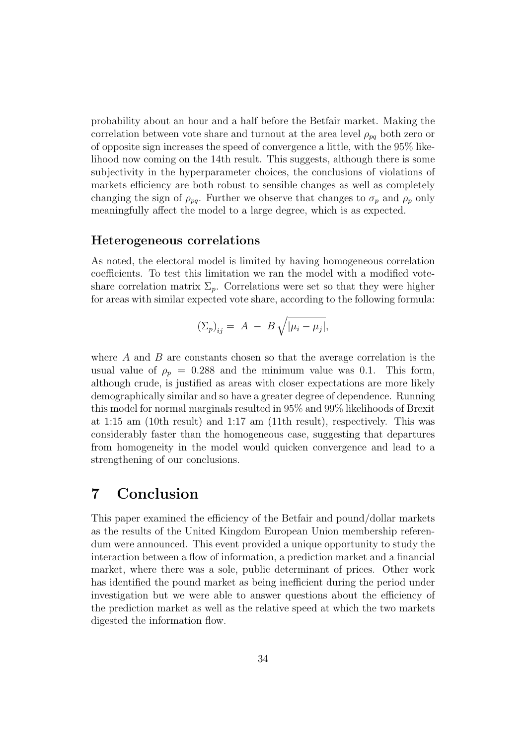probability about an hour and a half before the Betfair market. Making the correlation between vote share and turnout at the area level $\rho_{pq}$ both zero or of opposite sign increases the speed of convergence a little, with the 95% likelihood now coming on the 14th result. This suggests, although there is some subjectivity in the hyperparameter choices, the conclusions of violations of markets efficiency are both robust to sensible changes as well as completely changing the sign of $\rho_{pq}$. Further we observe that changes to $\sigma_p$ and $\rho_p$ only meaningfully affect the model to a large degree, which is as expected.

### Heterogeneous correlations

As noted, the electoral model is limited by having homogeneous correlation coefficients. To test this limitation we ran the model with a modified vote-share correlation matrix $\Sigma_p$. Correlations were set so that they were higher for areas with similar expected vote share, according to the following formula:

$$(\Sigma_p)_{ij} = A - B\sqrt{|\mu_i - \mu_j|},$$

where $A$ and $B$ are constants chosen so that the average correlation is the usual value of $\rho_p = 0.288$ and the minimum value was 0.1. This form, although crude, is justified as areas with closer expectations are more likely demographically similar and so have a greater degree of dependence. Running this model for normal marginals resulted in 95% and 99% likelihoods of Brexit at 1:15 am (10th result) and 1:17 am (11th result), respectively. This was considerably faster than the homogeneous case, suggesting that departures from homogeneity in the model would quicken convergence and lead to a strengthening of our conclusions.

# 7 Conclusion

This paper examined the efficiency of the Betfair and pound/dollar markets as the results of the United Kingdom European Union membership referendum were announced. This event provided a unique opportunity to study the interaction between a flow of information, a prediction market and a financial market, where there was a sole, public determinant of prices. Other work has identified the pound market as being inefficient during the period under investigation but we were able to answer questions about the efficiency of the prediction market as well as the relative speed at which the two markets digested the information flow.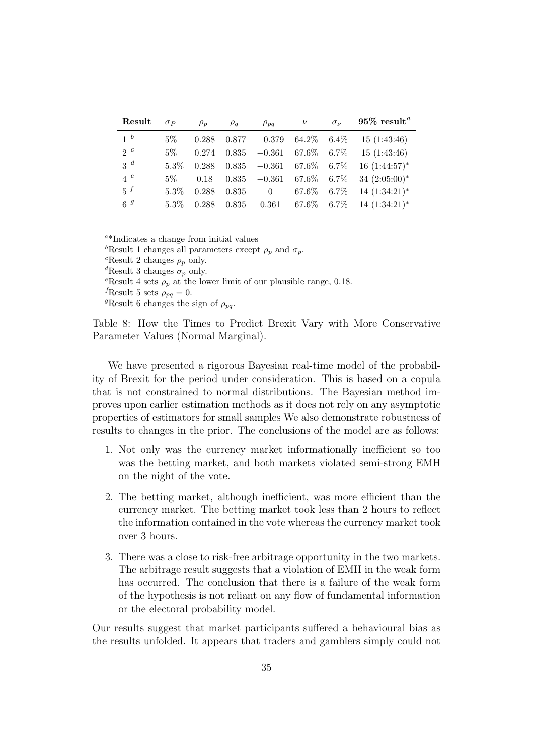| Result | $\sigma_P$ | $\rho_p$ | $\rho_q$ | $\rho_{pq}$ | $\nu$ | $\sigma_\nu$ | 95% result[a] |
|---|---|---|---|---|---|---|---|
| 1 [b] | 5% | 0.288 | 0.877 | $-0.379$ | 64.2% | 6.4% | 15 (1:43:46) |
| 2 [c] | 5% | 0.274 | 0.835 | $-0.361$ | 67.6% | 6.7% | 15 (1:43:46) |
| 3 [d] | 5.3% | 0.288 | 0.835 | $-0.361$ | 67.6% | 6.7% | 16 (1:44:57)* |
| 4 [e] | 5% | 0.18 | 0.835 | $-0.361$ | 67.6% | 6.7% | 34 (2:05:00)* |
| 5 [f] | 5.3% | 0.288 | 0.835 | 0 | 67.6% | 6.7% | 14 (1:34:21)* |
| 6 [g] | 5.3% | 0.288 | 0.835 | 0.361 | 67.6% | 6.7% | 14 (1:34:21)* |

[a]*Indicates a change from initial values

[b]Result 1 changes all parameters except $\rho_p$ and $\sigma_p$.

[c]Result 2 changes $\rho_p$ only.

[d]Result 3 changes $\sigma_p$ only.

[e]Result 4 sets $\rho_p$ at the lower limit of our plausible range, 0.18.

[f]Result 5 sets $\rho_{pq} = 0$.

[g]Result 6 changes the sign of $\rho_{pq}$.

Table 8: How the Times to Predict Brexit Vary with More Conservative Parameter Values (Normal Marginal).

We have presented a rigorous Bayesian real-time model of the probability of Brexit for the period under consideration. This is based on a copula that is not constrained to normal distributions. The Bayesian method improves upon earlier estimation methods as it does not rely on any asymptotic properties of estimators for small samples We also demonstrate robustness of results to changes in the prior. The conclusions of the model are as follows:

1. Not only was the currency market informationally inefficient so too was the betting market, and both markets violated semi-strong EMH on the night of the vote.
2. The betting market, although inefficient, was more efficient than the currency market. The betting market took less than 2 hours to reflect the information contained in the vote whereas the currency market took over 3 hours.
3. There was a close to risk-free arbitrage opportunity in the two markets. The arbitrage result suggests that a violation of EMH in the weak form has occurred. The conclusion that there is a failure of the weak form of the hypothesis is not reliant on any flow of fundamental information or the electoral probability model.

Our results suggest that market participants suffered a behavioural bias as the results unfolded. It appears that traders and gamblers simply could not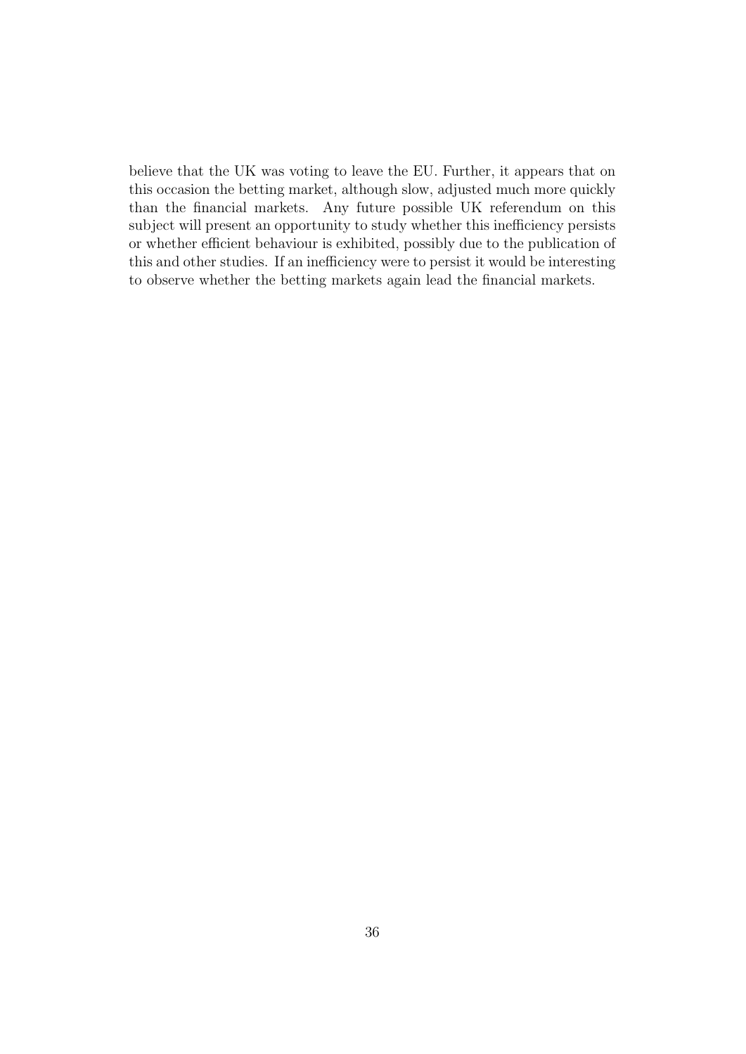believe that the UK was voting to leave the EU. Further, it appears that on this occasion the betting market, although slow, adjusted much more quickly than the financial markets. Any future possible UK referendum on this subject will present an opportunity to study whether this inefficiency persists or whether efficient behaviour is exhibited, possibly due to the publication of this and other studies. If an inefficiency were to persist it would be interesting to observe whether the betting markets again lead the financial markets.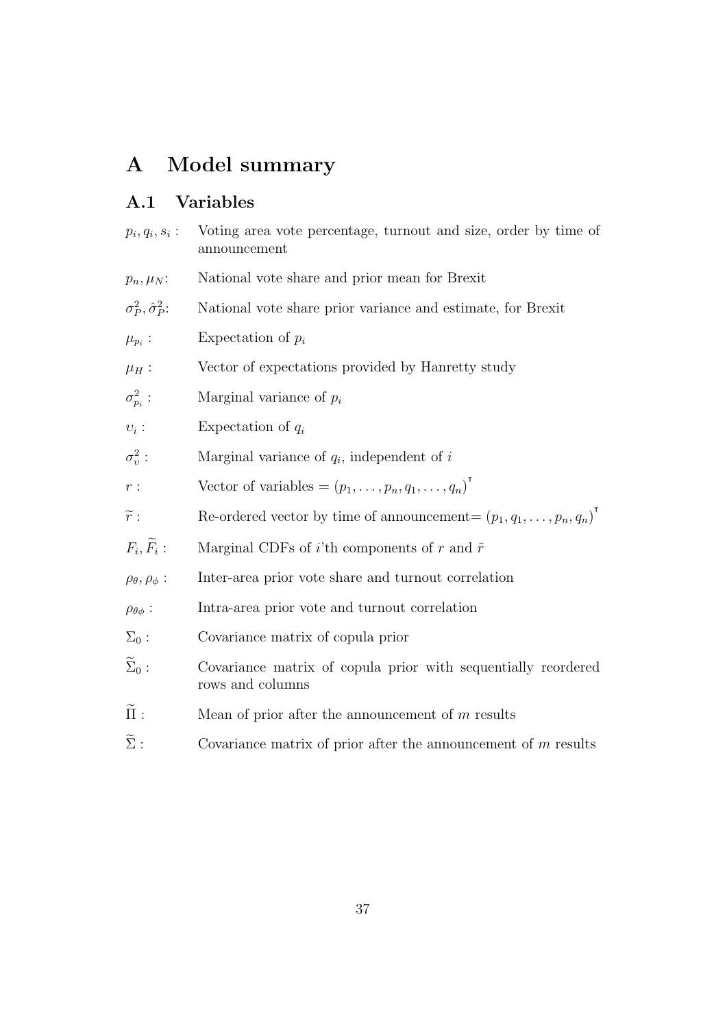# A Model summary

## A.1 Variables

- $p_i, q_i, s_i$ : Voting area vote percentage, turnout and size, order by time of announcement
- $p_n, \mu_N$: National vote share and prior mean for Brexit
- $\sigma_P^2, \hat{\sigma}_P^2$: National vote share prior variance and estimate, for Brexit
- $\mu_{p_i}$ : Expectation of $p_i$
- $\mu_H$ : Vector of expectations provided by Hanretty study
- $\sigma_{p_i}^2$ : Marginal variance of $p_i$
- $\upsilon_i$ : Expectation of $q_i$
- $\sigma_\upsilon^2$ : Marginal variance of $q_i$, independent of $i$
- $r$ : Vector of variables $= (p_1, \ldots, p_n, q_1, \ldots, q_n)^\intercal$
- $\widetilde{r}$ : Re-ordered vector by time of announcement$= (p_1, q_1, \ldots, p_n, q_n)^\intercal$
- $F_i, \widetilde{F}_i$ : Marginal CDFs of $i$'th components of $r$ and $\tilde{r}$
- $\rho_\theta, \rho_\phi$ : Inter-area prior vote share and turnout correlation
- $\rho_{\theta\phi}$ : Intra-area prior vote and turnout correlation
- $\Sigma_0$ : Covariance matrix of copula prior
- $\widetilde{\Sigma}_0$ : Covariance matrix of copula prior with sequentially reordered rows and columns
- $\widetilde{\Pi}$ : Mean of prior after the announcement of $m$ results
- $\widetilde{\Sigma}$ : Covariance matrix of prior after the announcement of $m$ results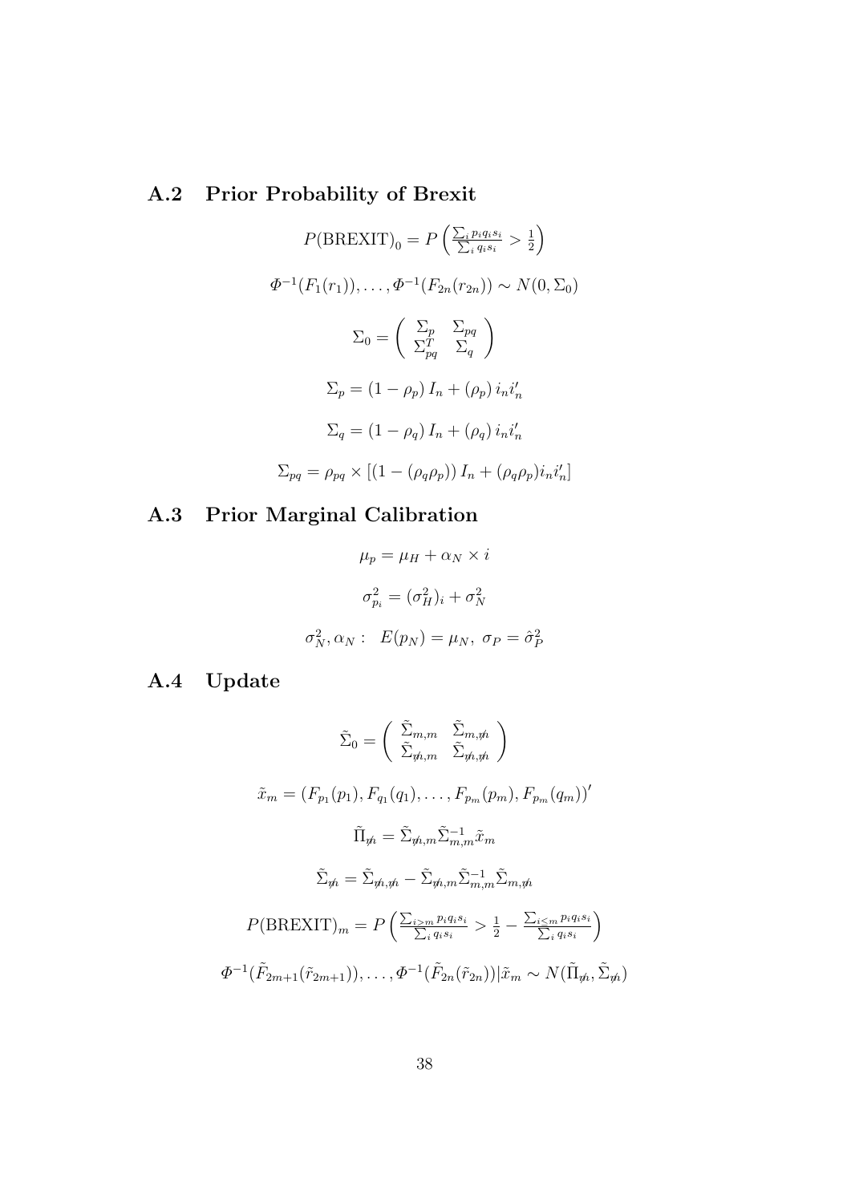## A.2 Prior Probability of Brexit

$$P(\text{BREXIT})_0 = P\left(\frac{\sum_i p_i q_i s_i}{\sum_i q_i s_i} > \frac{1}{2}\right)$$

$$\Phi^{-1}(F_1(r_1)), \ldots, \Phi^{-1}(F_{2n}(r_{2n})) \sim N(0, \Sigma_0)$$

$$\Sigma_0 = \begin{pmatrix} \Sigma_p & \Sigma_{pq} \\ \Sigma_{pq}^T & \Sigma_q \end{pmatrix}$$

$$\Sigma_p = (1 - \rho_p) I_n + (\rho_p) i_n i_n'$$

$$\Sigma_q = (1 - \rho_q) I_n + (\rho_q) i_n i_n'$$

$$\Sigma_{pq} = \rho_{pq} \times [(1 - (\rho_q \rho_p)) I_n + (\rho_q \rho_p) i_n i_n']$$

## A.3 Prior Marginal Calibration

$$\mu_p = \mu_H + \alpha_N \times i$$

$$\sigma_{p_i}^2 = (\sigma_H^2)_i + \sigma_N^2$$

$$\sigma_N^2, \alpha_N : \quad E(p_N) = \mu_N, \; \sigma_P = \hat{\sigma}_P^2$$

## A.4 Update

$$\tilde{\Sigma}_0 = \begin{pmatrix} \tilde{\Sigma}_{m,m} & \tilde{\Sigma}_{m,\not{m}} \\ \tilde{\Sigma}_{\not{m},m} & \tilde{\Sigma}_{\not{m},\not{m}} \end{pmatrix}$$

$$\tilde{x}_m = (F_{p_1}(p_1), F_{q_1}(q_1), \ldots, F_{p_m}(p_m), F_{p_m}(q_m))'$$

$$\tilde{\Pi}_{\not{m}} = \tilde{\Sigma}_{\not{m},m} \tilde{\Sigma}_{m,m}^{-1} \tilde{x}_m$$

$$\tilde{\Sigma}_{\not{m}} = \tilde{\Sigma}_{\not{m},\not{m}} - \tilde{\Sigma}_{\not{m},m} \tilde{\Sigma}_{m,m}^{-1} \tilde{\Sigma}_{m,\not{m}}$$

$$P(\text{BREXIT})_m = P\left(\frac{\sum_{i>m} p_i q_i s_i}{\sum_i q_i s_i} > \frac{1}{2} - \frac{\sum_{i \leq m} p_i q_i s_i}{\sum_i q_i s_i}\right)$$

$$\Phi^{-1}(\tilde{F}_{2m+1}(\tilde{r}_{2m+1})), \ldots, \Phi^{-1}(\tilde{F}_{2n}(\tilde{r}_{2n})) | \tilde{x}_m \sim N(\tilde{\Pi}_{\not{m}}, \tilde{\Sigma}_{\not{m}})$$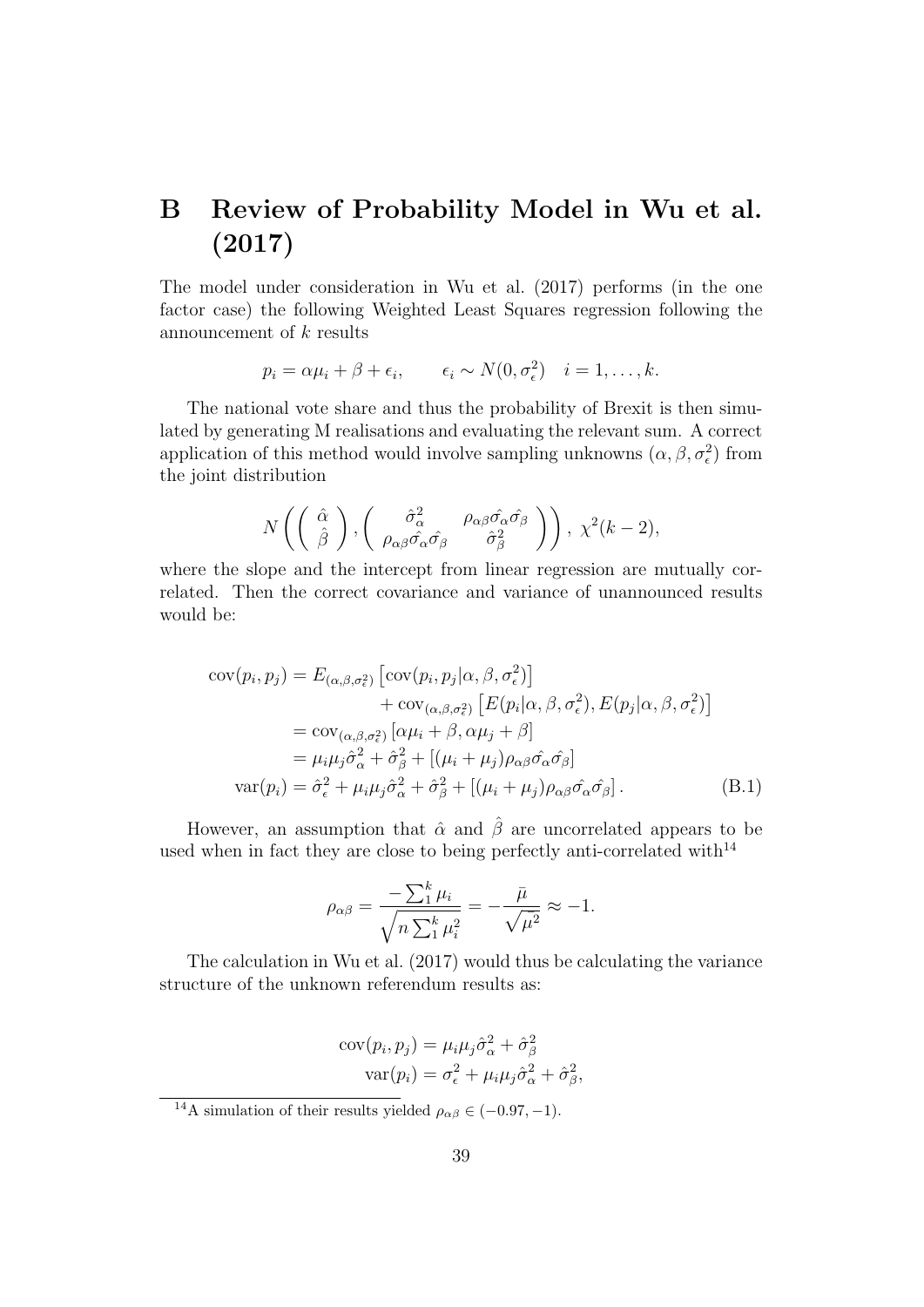# B Review of Probability Model in Wu et al. (2017)

The model under consideration in Wu et al. (2017) performs (in the one factor case) the following Weighted Least Squares regression following the announcement of $k$ results

$$p_i = \alpha\mu_i + \beta + \epsilon_i, \qquad \epsilon_i \sim N(0, \sigma_\epsilon^2) \quad i = 1, \ldots, k.$$

The national vote share and thus the probability of Brexit is then simulated by generating M realisations and evaluating the relevant sum. A correct application of this method would involve sampling unknowns $(\alpha, \beta, \sigma_\epsilon^2)$ from the joint distribution

$$N\left( \left( \begin{array}{c} \hat{\alpha} \\ \hat{\beta} \end{array} \right), \left( \begin{array}{cc} \hat{\sigma}_\alpha^2 & \rho_{\alpha\beta}\hat{\sigma_\alpha}\hat{\sigma_\beta} \\ \rho_{\alpha\beta}\hat{\sigma_\alpha}\hat{\sigma_\beta} & \hat{\sigma}_\beta^2 \end{array} \right) \right), \ \chi^2(k-2),$$

where the slope and the intercept from linear regression are mutually correlated. Then the correct covariance and variance of unannounced results would be:

$$\begin{aligned}
\text{cov}(p_i, p_j) &= E_{(\alpha,\beta,\sigma_\epsilon^2)}\left[\text{cov}(p_i, p_j | \alpha, \beta, \sigma_\epsilon^2)\right] \\
&\quad + \text{cov}_{(\alpha,\beta,\sigma_\epsilon^2)}\left[E(p_i|\alpha, \beta, \sigma_\epsilon^2), E(p_j|\alpha, \beta, \sigma_\epsilon^2)\right] \\
&= \text{cov}_{(\alpha,\beta,\sigma_\epsilon^2)}\left[\alpha\mu_i + \beta, \alpha\mu_j + \beta\right] \\
&= \mu_i\mu_j\hat{\sigma}_\alpha^2 + \hat{\sigma}_\beta^2 + \left[(\mu_i + \mu_j)\rho_{\alpha\beta}\hat{\sigma_\alpha}\hat{\sigma_\beta}\right] \\
\text{var}(p_i) &= \hat{\sigma}_\epsilon^2 + \mu_i\mu_j\hat{\sigma}_\alpha^2 + \hat{\sigma}_\beta^2 + \left[(\mu_i + \mu_j)\rho_{\alpha\beta}\hat{\sigma_\alpha}\hat{\sigma_\beta}\right]. \qquad \text{(B.1)}
\end{aligned}$$

However, an assumption that $\hat{\alpha}$ and $\hat{\beta}$ are uncorrelated appears to be used when in fact they are close to being perfectly anti-correlated with[14]

$$\rho_{\alpha\beta} = \frac{-\sum_1^k \mu_i}{\sqrt{n\sum_1^k \mu_i^2}} = -\frac{\bar{\mu}}{\sqrt{\bar{\mu^2}}} \approx -1.$$

The calculation in Wu et al. (2017) would thus be calculating the variance structure of the unknown referendum results as:

$$\begin{aligned}
\text{cov}(p_i, p_j) &= \mu_i\mu_j\hat{\sigma}_\alpha^2 + \hat{\sigma}_\beta^2 \\
\text{var}(p_i) &= \sigma_\epsilon^2 + \mu_i\mu_j\hat{\sigma}_\alpha^2 + \hat{\sigma}_\beta^2,
\end{aligned}$$

[14] A simulation of their results yielded $\rho_{\alpha\beta} \in (-0.97, -1)$.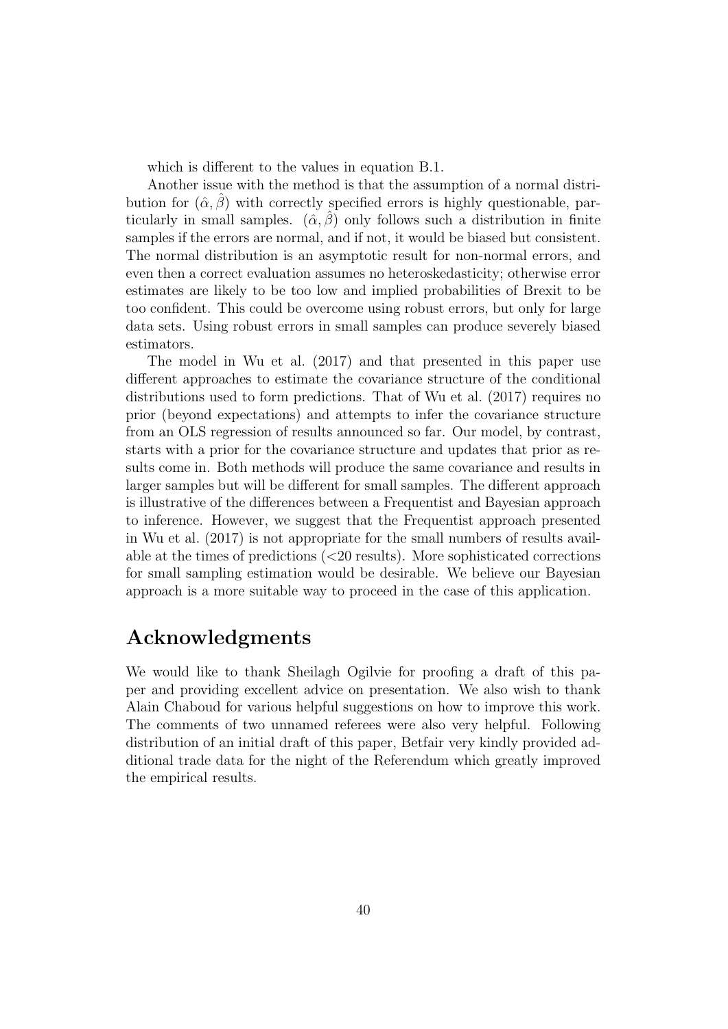which is different to the values in equation B.1.

Another issue with the method is that the assumption of a normal distribution for $(\hat{\alpha}, \hat{\beta})$ with correctly specified errors is highly questionable, particularly in small samples. $(\hat{\alpha}, \hat{\beta})$ only follows such a distribution in finite samples if the errors are normal, and if not, it would be biased but consistent. The normal distribution is an asymptotic result for non-normal errors, and even then a correct evaluation assumes no heteroskedasticity; otherwise error estimates are likely to be too low and implied probabilities of Brexit to be too confident. This could be overcome using robust errors, but only for large data sets. Using robust errors in small samples can produce severely biased estimators.

The model in Wu et al. (2017) and that presented in this paper use different approaches to estimate the covariance structure of the conditional distributions used to form predictions. That of Wu et al. (2017) requires no prior (beyond expectations) and attempts to infer the covariance structure from an OLS regression of results announced so far. Our model, by contrast, starts with a prior for the covariance structure and updates that prior as results come in. Both methods will produce the same covariance and results in larger samples but will be different for small samples. The different approach is illustrative of the differences between a Frequentist and Bayesian approach to inference. However, we suggest that the Frequentist approach presented in Wu et al. (2017) is not appropriate for the small numbers of results available at the times of predictions (<20 results). More sophisticated corrections for small sampling estimation would be desirable. We believe our Bayesian approach is a more suitable way to proceed in the case of this application.

# Acknowledgments

We would like to thank Sheilagh Ogilvie for proofing a draft of this paper and providing excellent advice on presentation. We also wish to thank Alain Chaboud for various helpful suggestions on how to improve this work. The comments of two unnamed referees were also very helpful. Following distribution of an initial draft of this paper, Betfair very kindly provided additional trade data for the night of the Referendum which greatly improved the empirical results.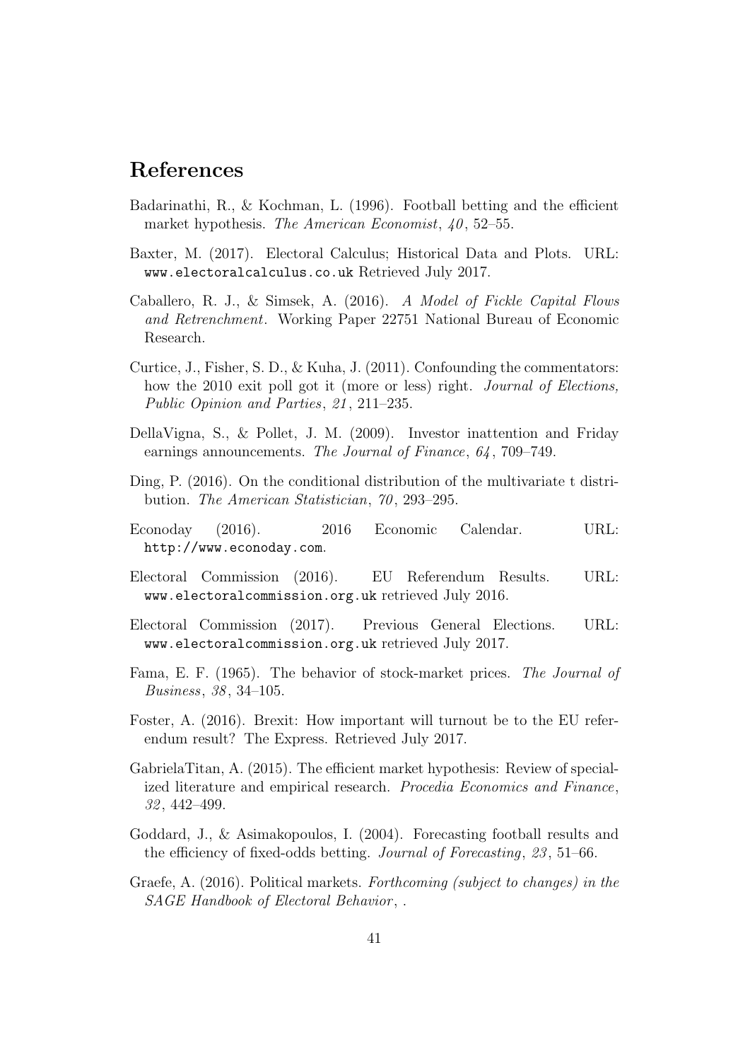## References

Badarinathi, R., & Kochman, L. (1996). Football betting and the efficient market hypothesis. *The American Economist*, *40*, 52–55.

Baxter, M. (2017). Electoral Calculus; Historical Data and Plots. URL: www.electoralcalculus.co.uk Retrieved July 2017.

Caballero, R. J., & Simsek, A. (2016). *A Model of Fickle Capital Flows and Retrenchment*. Working Paper 22751 National Bureau of Economic Research.

Curtice, J., Fisher, S. D., & Kuha, J. (2011). Confounding the commentators: how the 2010 exit poll got it (more or less) right. *Journal of Elections, Public Opinion and Parties*, *21*, 211–235.

DellaVigna, S., & Pollet, J. M. (2009). Investor inattention and Friday earnings announcements. *The Journal of Finance*, *64*, 709–749.

Ding, P. (2016). On the conditional distribution of the multivariate t distribution. *The American Statistician*, *70*, 293–295.

Econoday (2016). 2016 Economic Calendar. URL: http://www.econoday.com.

Electoral Commission (2016). EU Referendum Results. URL: www.electoralcommission.org.uk retrieved July 2016.

Electoral Commission (2017). Previous General Elections. URL: www.electoralcommission.org.uk retrieved July 2017.

Fama, E. F. (1965). The behavior of stock-market prices. *The Journal of Business*, *38*, 34–105.

Foster, A. (2016). Brexit: How important will turnout be to the EU referendum result? The Express. Retrieved July 2017.

GabrielaTitan, A. (2015). The efficient market hypothesis: Review of specialized literature and empirical research. *Procedia Economics and Finance*, *32*, 442–499.

Goddard, J., & Asimakopoulos, I. (2004). Forecasting football results and the efficiency of fixed-odds betting. *Journal of Forecasting*, *23*, 51–66.

Graefe, A. (2016). Political markets. *Forthcoming (subject to changes) in the SAGE Handbook of Electoral Behavior*, .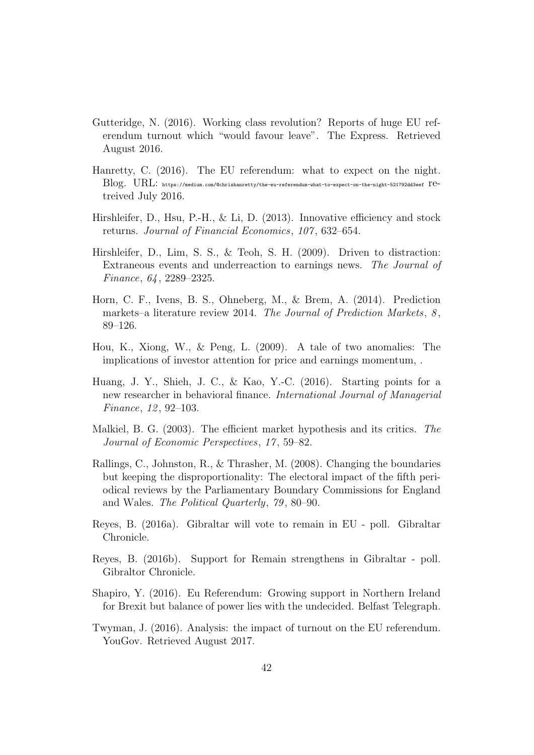Gutteridge, N. (2016). Working class revolution? Reports of huge EU referendum turnout which "would favour leave". The Express. Retrieved August 2016.

Hanretty, C. (2016). The EU referendum: what to expect on the night. Blog. URL: https://medium.com/@chrishanretty/the-eu-referendum-what-to-expect-on-the-night-521792dd3eef retreived July 2016.

Hirshleifer, D., Hsu, P.-H., & Li, D. (2013). Innovative efficiency and stock returns. *Journal of Financial Economics*, *107*, 632–654.

Hirshleifer, D., Lim, S. S., & Teoh, S. H. (2009). Driven to distraction: Extraneous events and underreaction to earnings news. *The Journal of Finance*, *64*, 2289–2325.

Horn, C. F., Ivens, B. S., Ohneberg, M., & Brem, A. (2014). Prediction markets–a literature review 2014. *The Journal of Prediction Markets*, *8*, 89–126.

Hou, K., Xiong, W., & Peng, L. (2009). A tale of two anomalies: The implications of investor attention for price and earnings momentum, .

Huang, J. Y., Shieh, J. C., & Kao, Y.-C. (2016). Starting points for a new researcher in behavioral finance. *International Journal of Managerial Finance*, *12*, 92–103.

Malkiel, B. G. (2003). The efficient market hypothesis and its critics. *The Journal of Economic Perspectives*, *17*, 59–82.

Rallings, C., Johnston, R., & Thrasher, M. (2008). Changing the boundaries but keeping the disproportionality: The electoral impact of the fifth periodical reviews by the Parliamentary Boundary Commissions for England and Wales. *The Political Quarterly*, *79*, 80–90.

Reyes, B. (2016a). Gibraltar will vote to remain in EU - poll. Gibraltar Chronicle.

Reyes, B. (2016b). Support for Remain strengthens in Gibraltar - poll. Gibraltor Chronicle.

Shapiro, Y. (2016). Eu Referendum: Growing support in Northern Ireland for Brexit but balance of power lies with the undecided. Belfast Telegraph.

Twyman, J. (2016). Analysis: the impact of turnout on the EU referendum. YouGov. Retrieved August 2017.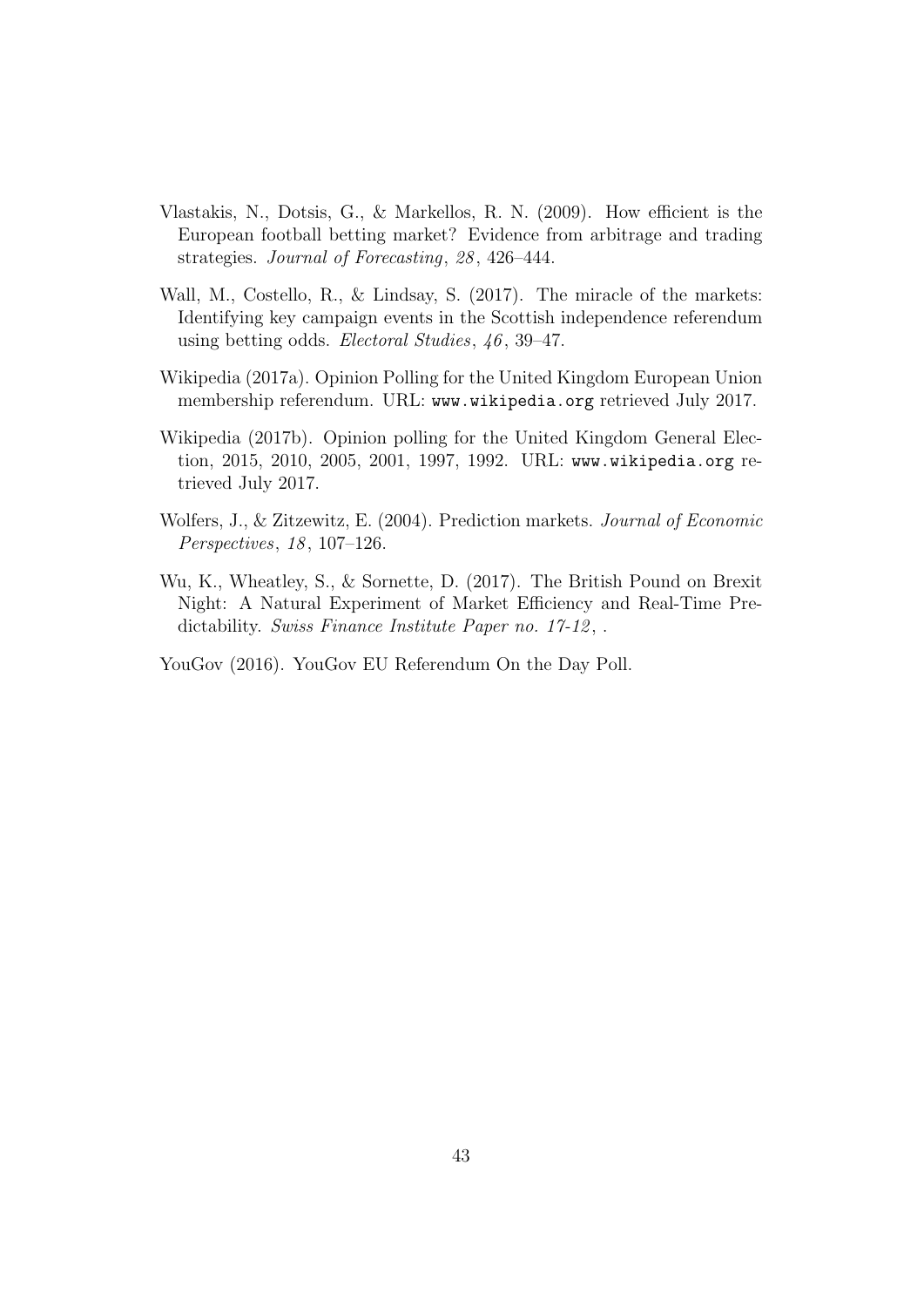Vlastakis, N., Dotsis, G., & Markellos, R. N. (2009). How efficient is the European football betting market? Evidence from arbitrage and trading strategies. *Journal of Forecasting*, *28*, 426–444.

Wall, M., Costello, R., & Lindsay, S. (2017). The miracle of the markets: Identifying key campaign events in the Scottish independence referendum using betting odds. *Electoral Studies*, *46*, 39–47.

Wikipedia (2017a). Opinion Polling for the United Kingdom European Union membership referendum. URL: www.wikipedia.org retrieved July 2017.

Wikipedia (2017b). Opinion polling for the United Kingdom General Election, 2015, 2010, 2005, 2001, 1997, 1992. URL: www.wikipedia.org retrieved July 2017.

Wolfers, J., & Zitzewitz, E. (2004). Prediction markets. *Journal of Economic Perspectives*, *18*, 107–126.

Wu, K., Wheatley, S., & Sornette, D. (2017). The British Pound on Brexit Night: A Natural Experiment of Market Efficiency and Real-Time Predictability. *Swiss Finance Institute Paper no. 17-12*, .

YouGov (2016). YouGov EU Referendum On the Day Poll.